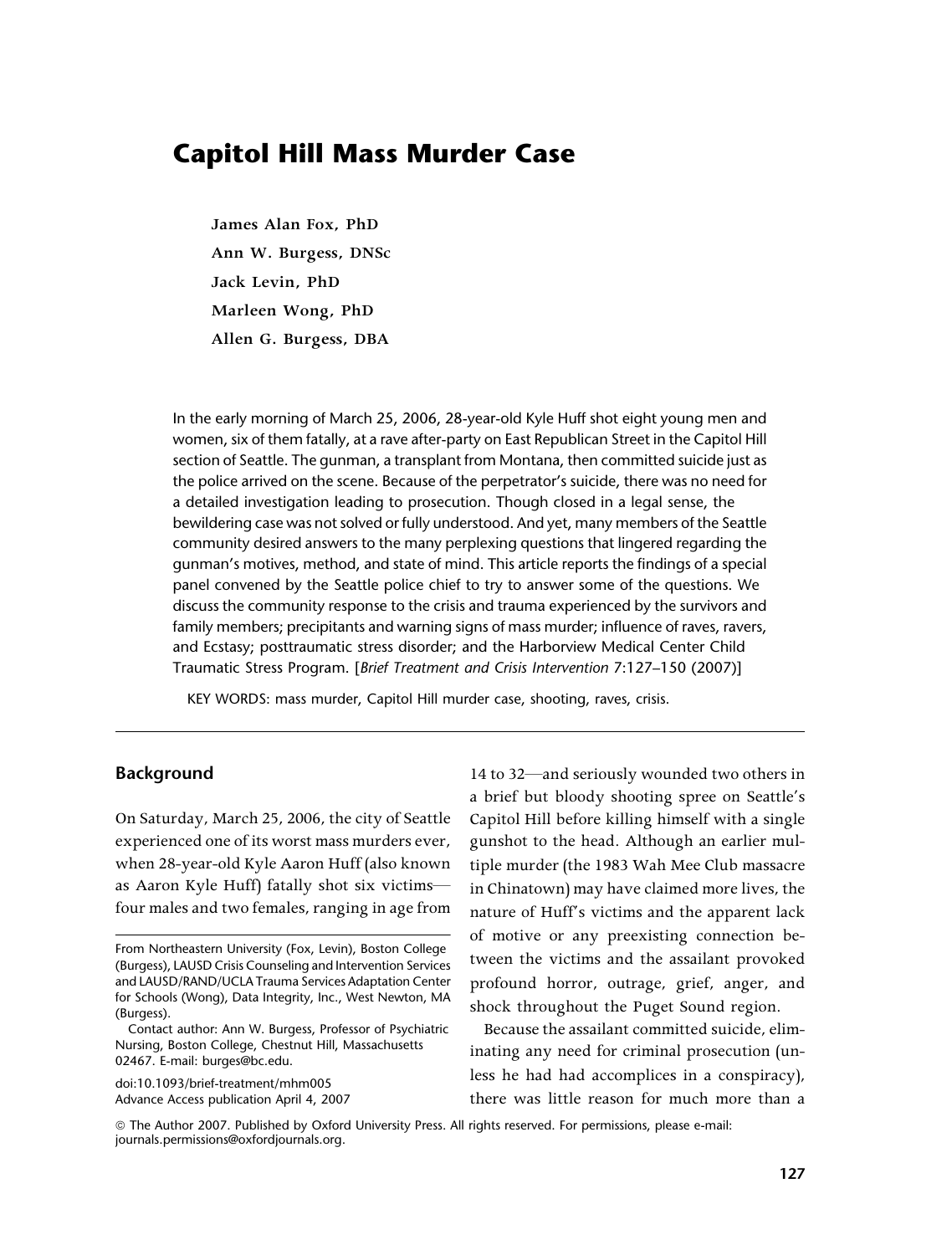# Capitol Hill Mass Murder Case

**James Alan Fox, PhD**

**Ann W. Burgess, DNSc**

**Jack Levin, PhD**

**Marleen Wong, PhD**

**Allen G. Burgess, DBA**

In the early morning of March 25, 2006, 28-year-old Kyle Huff shot eight young men and women, six of them fatally, at a rave after-party on East Republican Street in the Capitol Hill section of Seattle. The gunman, a transplant from Montana, then committed suicide just as the police arrived on the scene. Because of the perpetrator's suicide, there was no need for a detailed investigation leading to prosecution. Though closed in a legal sense, the bewildering case was not solved or fully understood. And yet, many members of the Seattle community desired answers to the many perplexing questions that lingered regarding the gunman's motives, method, and state of mind. This article reports the findings of a special panel convened by the Seattle police chief to try to answer some of the questions. We discuss the community response to the crisis and trauma experienced by the survivors and family members; precipitants and warning signs of mass murder; influence of raves, ravers, and Ecstasy; posttraumatic stress disorder; and the Harborview Medical Center Child Traumatic Stress Program. [*Brief Treatment and Crisis Intervention* 7:127–150 (2007)]

KEY WORDS: mass murder, Capitol Hill murder case, shooting, raves, crisis.

## Background

On Saturday, March 25, 2006, the city of Seattle experienced one of its worst mass murders ever, when 28-year-old Kyle Aaron Huff (also known as Aaron Kyle Huff) fatally shot six victims—four males and two females, ranging in age from 14 to 32—and seriously wounded two others in a brief but bloody shooting spree on Seattle's Capitol Hill before killing himself with a single gunshot to the head. Although an earlier multiple murder (the 1983 Wah Mee Club massacre in Chinatown) may have claimed more lives, the nature of Huff's victims and the apparent lack of motive or any preexisting connection between the victims and the assailant provoked profound horror, outrage, grief, anger, and shock throughout the Puget Sound region.

Because the assailant committed suicide, eliminating any need for criminal prosecution (unless he had had accomplices in a conspiracy), there was little reason for much more than a

From Northeastern University (Fox, Levin), Boston College (Burgess), LAUSD Crisis Counseling and Intervention Services and LAUSD/RAND/UCLA Trauma Services Adaptation Center for Schools (Wong), Data Integrity, Inc., West Newton, MA (Burgess).

Contact author: Ann W. Burgess, Professor of Psychiatric Nursing, Boston College, Chestnut Hill, Massachusetts 02467. E-mail: burges@bc.edu.

doi:10.1093/brief-treatment/mhm005

Advance Access publication April 4, 2007

© The Author 2007. Published by Oxford University Press. All rights reserved. For permissions, please e-mail: journals.permissions@oxfordjournals.org.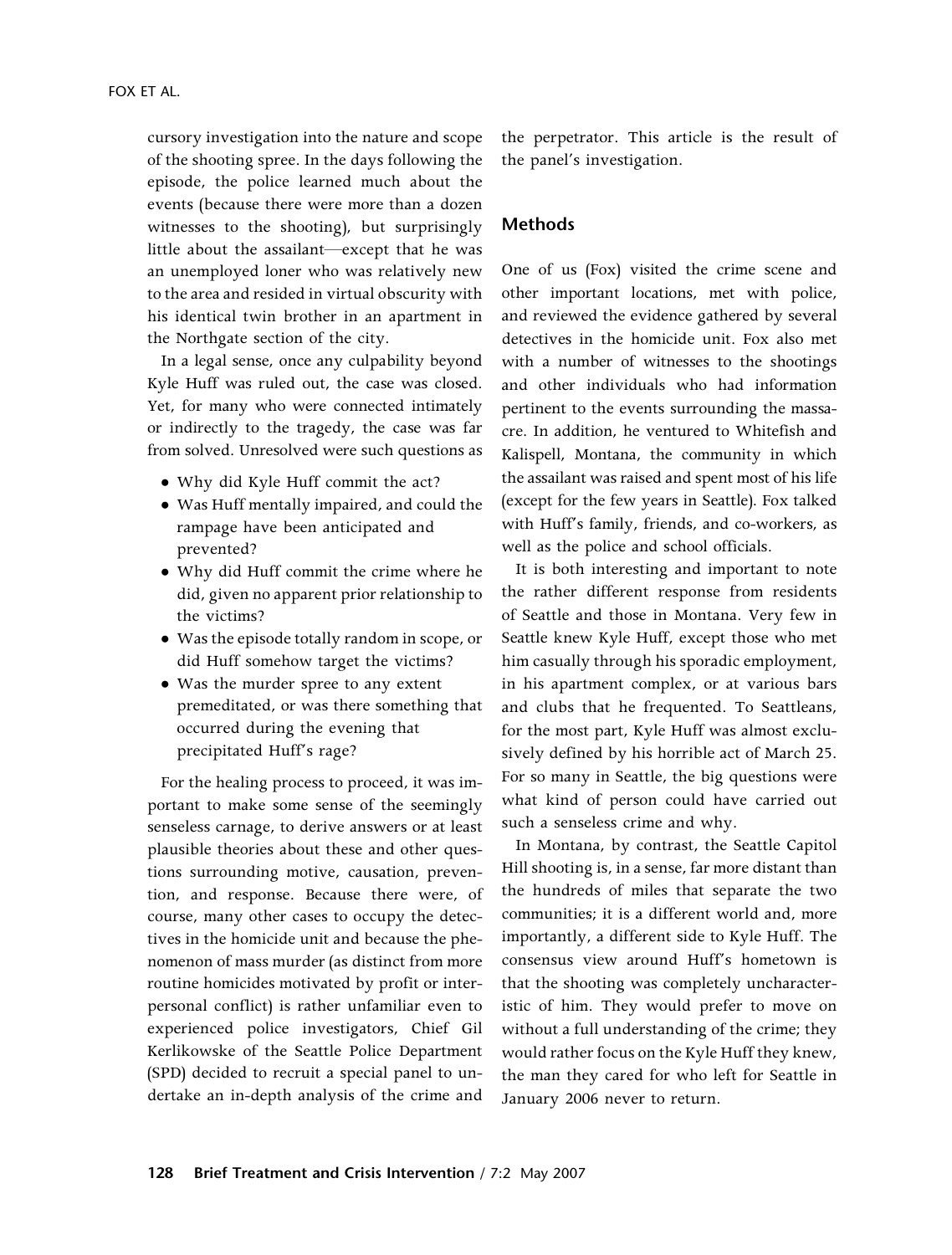cursory investigation into the nature and scope of the shooting spree. In the days following the episode, the police learned much about the events (because there were more than a dozen witnesses to the shooting), but surprisingly little about the assailant—except that he was an unemployed loner who was relatively new to the area and resided in virtual obscurity with his identical twin brother in an apartment in the Northgate section of the city.

In a legal sense, once any culpability beyond Kyle Huff was ruled out, the case was closed. Yet, for many who were connected intimately or indirectly to the tragedy, the case was far from solved. Unresolved were such questions as

- Why did Kyle Huff commit the act?
- Was Huff mentally impaired, and could the rampage have been anticipated and prevented?
- Why did Huff commit the crime where he did, given no apparent prior relationship to the victims?
- Was the episode totally random in scope, or did Huff somehow target the victims?
- Was the murder spree to any extent premeditated, or was there something that occurred during the evening that precipitated Huff's rage?

For the healing process to proceed, it was important to make some sense of the seemingly senseless carnage, to derive answers or at least plausible theories about these and other questions surrounding motive, causation, prevention, and response. Because there were, of course, many other cases to occupy the detectives in the homicide unit and because the phenomenon of mass murder (as distinct from more routine homicides motivated by profit or interpersonal conflict) is rather unfamiliar even to experienced police investigators, Chief Gil Kerlikowske of the Seattle Police Department (SPD) decided to recruit a special panel to undertake an in-depth analysis of the crime and the perpetrator. This article is the result of the panel's investigation.

## Methods

One of us (Fox) visited the crime scene and other important locations, met with police, and reviewed the evidence gathered by several detectives in the homicide unit. Fox also met with a number of witnesses to the shootings and other individuals who had information pertinent to the events surrounding the massacre. In addition, he ventured to Whitefish and Kalispell, Montana, the community in which the assailant was raised and spent most of his life (except for the few years in Seattle). Fox talked with Huff's family, friends, and co-workers, as well as the police and school officials.

It is both interesting and important to note the rather different response from residents of Seattle and those in Montana. Very few in Seattle knew Kyle Huff, except those who met him casually through his sporadic employment, in his apartment complex, or at various bars and clubs that he frequented. To Seattleans, for the most part, Kyle Huff was almost exclusively defined by his horrible act of March 25. For so many in Seattle, the big questions were what kind of person could have carried out such a senseless crime and why.

In Montana, by contrast, the Seattle Capitol Hill shooting is, in a sense, far more distant than the hundreds of miles that separate the two communities; it is a different world and, more importantly, a different side to Kyle Huff. The consensus view around Huff's hometown is that the shooting was completely uncharacteristic of him. They would prefer to move on without a full understanding of the crime; they would rather focus on the Kyle Huff they knew, the man they cared for who left for Seattle in January 2006 never to return.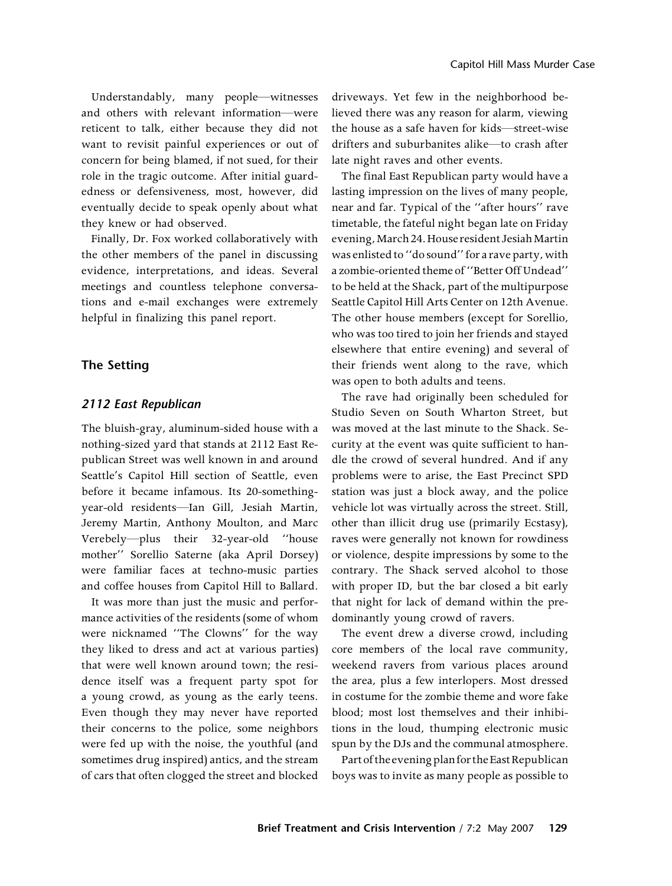Understandably, many people—witnesses and others with relevant information—were reticent to talk, either because they did not want to revisit painful experiences or out of concern for being blamed, if not sued, for their role in the tragic outcome. After initial guardedness or defensiveness, most, however, did eventually decide to speak openly about what they knew or had observed.

Finally, Dr. Fox worked collaboratively with the other members of the panel in discussing evidence, interpretations, and ideas. Several meetings and countless telephone conversations and e-mail exchanges were extremely helpful in finalizing this panel report.

## The Setting

### *2112 East Republican*

The bluish-gray, aluminum-sided house with a nothing-sized yard that stands at 2112 East Republican Street was well known in and around Seattle's Capitol Hill section of Seattle, even before it became infamous. Its 20-something-year-old residents—Ian Gill, Jesiah Martin, Jeremy Martin, Anthony Moulton, and Marc Verebely—plus their 32-year-old ''house mother'' Sorellio Saterne (aka April Dorsey) were familiar faces at techno-music parties and coffee houses from Capitol Hill to Ballard.

It was more than just the music and performance activities of the residents (some of whom were nicknamed ''The Clowns'' for the way they liked to dress and act at various parties) that were well known around town; the residence itself was a frequent party spot for a young crowd, as young as the early teens. Even though they may never have reported their concerns to the police, some neighbors were fed up with the noise, the youthful (and sometimes drug inspired) antics, and the stream of cars that often clogged the street and blocked driveways. Yet few in the neighborhood believed there was any reason for alarm, viewing the house as a safe haven for kids—street-wise drifters and suburbanites alike—to crash after late night raves and other events.

The final East Republican party would have a lasting impression on the lives of many people, near and far. Typical of the ''after hours'' rave timetable, the fateful night began late on Friday evening, March 24. House resident Jesiah Martin was enlisted to ''do sound'' for a rave party, with a zombie-oriented theme of ''Better Off Undead'' to be held at the Shack, part of the multipurpose Seattle Capitol Hill Arts Center on 12th Avenue. The other house members (except for Sorellio, who was too tired to join her friends and stayed elsewhere that entire evening) and several of their friends went along to the rave, which was open to both adults and teens.

The rave had originally been scheduled for Studio Seven on South Wharton Street, but was moved at the last minute to the Shack. Security at the event was quite sufficient to handle the crowd of several hundred. And if any problems were to arise, the East Precinct SPD station was just a block away, and the police vehicle lot was virtually across the street. Still, other than illicit drug use (primarily Ecstasy), raves were generally not known for rowdiness or violence, despite impressions by some to the contrary. The Shack served alcohol to those with proper ID, but the bar closed a bit early that night for lack of demand within the predominantly young crowd of ravers.

The event drew a diverse crowd, including core members of the local rave community, weekend ravers from various places around the area, plus a few interlopers. Most dressed in costume for the zombie theme and wore fake blood; most lost themselves and their inhibitions in the loud, thumping electronic music spun by the DJs and the communal atmosphere.

Part of the evening plan for the East Republican boys was to invite as many people as possible to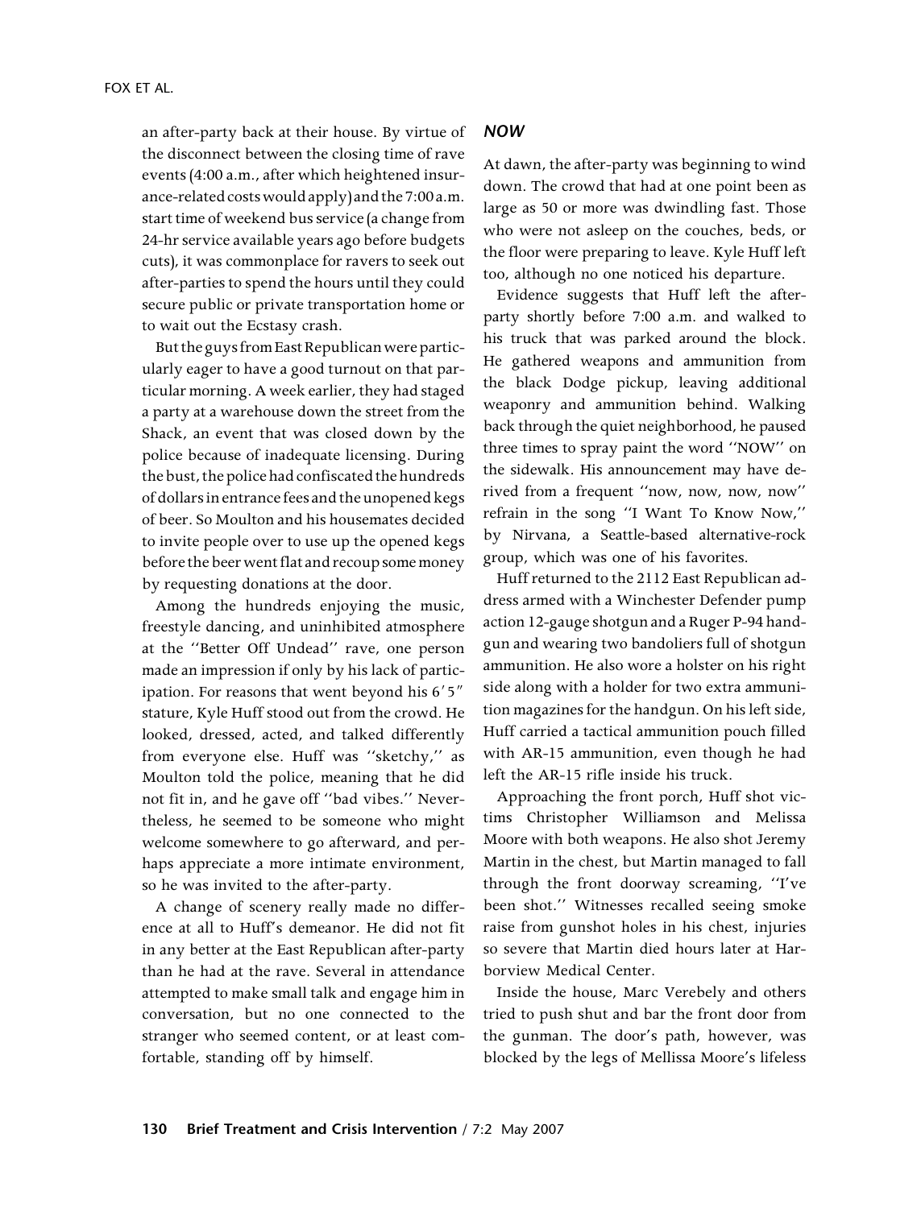an after-party back at their house. By virtue of the disconnect between the closing time of rave events (4:00 a.m., after which heightened insurance-related costs would apply) and the 7:00 a.m. start time of weekend bus service (a change from 24-hr service available years ago before budgets cuts), it was commonplace for ravers to seek out after-parties to spend the hours until they could secure public or private transportation home or to wait out the Ecstasy crash.

But the guys from East Republican were particularly eager to have a good turnout on that particular morning. A week earlier, they had staged a party at a warehouse down the street from the Shack, an event that was closed down by the police because of inadequate licensing. During the bust, the police had confiscated the hundreds of dollars in entrance fees and the unopened kegs of beer. So Moulton and his housemates decided to invite people over to use up the opened kegs before the beer went flat and recoup some money by requesting donations at the door.

Among the hundreds enjoying the music, freestyle dancing, and uninhibited atmosphere at the ''Better Off Undead'' rave, one person made an impression if only by his lack of participation. For reasons that went beyond his 6′5″ stature, Kyle Huff stood out from the crowd. He looked, dressed, acted, and talked differently from everyone else. Huff was ''sketchy,'' as Moulton told the police, meaning that he did not fit in, and he gave off ''bad vibes.'' Nevertheless, he seemed to be someone who might welcome somewhere to go afterward, and perhaps appreciate a more intimate environment, so he was invited to the after-party.

A change of scenery really made no difference at all to Huff's demeanor. He did not fit in any better at the East Republican after-party than he had at the rave. Several in attendance attempted to make small talk and engage him in conversation, but no one connected to the stranger who seemed content, or at least comfortable, standing off by himself.

## *NOW*

At dawn, the after-party was beginning to wind down. The crowd that had at one point been as large as 50 or more was dwindling fast. Those who were not asleep on the couches, beds, or the floor were preparing to leave. Kyle Huff left too, although no one noticed his departure.

Evidence suggests that Huff left the after-party shortly before 7:00 a.m. and walked to his truck that was parked around the block. He gathered weapons and ammunition from the black Dodge pickup, leaving additional weaponry and ammunition behind. Walking back through the quiet neighborhood, he paused three times to spray paint the word ''NOW'' on the sidewalk. His announcement may have derived from a frequent ''now, now, now, now'' refrain in the song ''I Want To Know Now,'' by Nirvana, a Seattle-based alternative-rock group, which was one of his favorites.

Huff returned to the 2112 East Republican address armed with a Winchester Defender pump action 12-gauge shotgun and a Ruger P-94 handgun and wearing two bandoliers full of shotgun ammunition. He also wore a holster on his right side along with a holder for two extra ammunition magazines for the handgun. On his left side, Huff carried a tactical ammunition pouch filled with AR-15 ammunition, even though he had left the AR-15 rifle inside his truck.

Approaching the front porch, Huff shot victims Christopher Williamson and Melissa Moore with both weapons. He also shot Jeremy Martin in the chest, but Martin managed to fall through the front doorway screaming, ''I've been shot.'' Witnesses recalled seeing smoke raise from gunshot holes in his chest, injuries so severe that Martin died hours later at Harborview Medical Center.

Inside the house, Marc Verebely and others tried to push shut and bar the front door from the gunman. The door's path, however, was blocked by the legs of Mellissa Moore's lifeless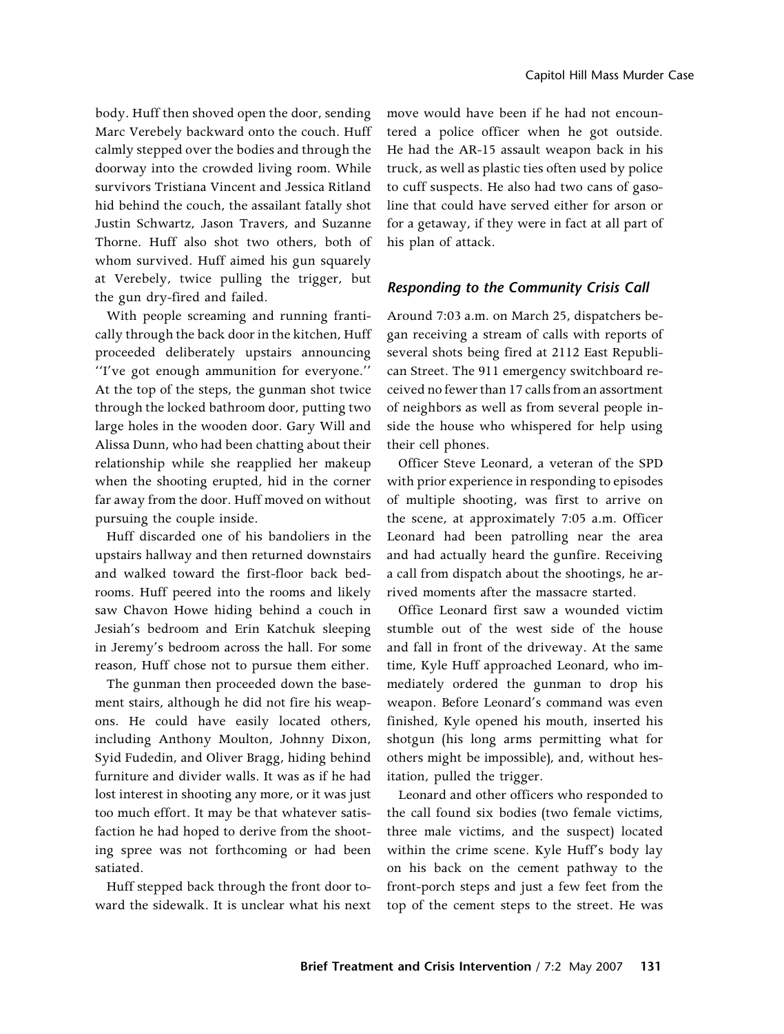body. Huff then shoved open the door, sending Marc Verebely backward onto the couch. Huff calmly stepped over the bodies and through the doorway into the crowded living room. While survivors Tristiana Vincent and Jessica Ritland hid behind the couch, the assailant fatally shot Justin Schwartz, Jason Travers, and Suzanne Thorne. Huff also shot two others, both of whom survived. Huff aimed his gun squarely at Verebely, twice pulling the trigger, but the gun dry-fired and failed.

With people screaming and running frantically through the back door in the kitchen, Huff proceeded deliberately upstairs announcing ''I've got enough ammunition for everyone.'' At the top of the steps, the gunman shot twice through the locked bathroom door, putting two large holes in the wooden door. Gary Will and Alissa Dunn, who had been chatting about their relationship while she reapplied her makeup when the shooting erupted, hid in the corner far away from the door. Huff moved on without pursuing the couple inside.

Huff discarded one of his bandoliers in the upstairs hallway and then returned downstairs and walked toward the first-floor back bedrooms. Huff peered into the rooms and likely saw Chavon Howe hiding behind a couch in Jesiah's bedroom and Erin Katchuk sleeping in Jeremy's bedroom across the hall. For some reason, Huff chose not to pursue them either.

The gunman then proceeded down the basement stairs, although he did not fire his weapons. He could have easily located others, including Anthony Moulton, Johnny Dixon, Syid Fudedin, and Oliver Bragg, hiding behind furniture and divider walls. It was as if he had lost interest in shooting any more, or it was just too much effort. It may be that whatever satisfaction he had hoped to derive from the shooting spree was not forthcoming or had been satiated.

Huff stepped back through the front door toward the sidewalk. It is unclear what his next move would have been if he had not encountered a police officer when he got outside. He had the AR-15 assault weapon back in his truck, as well as plastic ties often used by police to cuff suspects. He also had two cans of gasoline that could have served either for arson or for a getaway, if they were in fact at all part of his plan of attack.

### *Responding to the Community Crisis Call*

Around 7:03 a.m. on March 25, dispatchers began receiving a stream of calls with reports of several shots being fired at 2112 East Republican Street. The 911 emergency switchboard received no fewer than 17 calls from an assortment of neighbors as well as from several people inside the house who whispered for help using their cell phones.

Officer Steve Leonard, a veteran of the SPD with prior experience in responding to episodes of multiple shooting, was first to arrive on the scene, at approximately 7:05 a.m. Officer Leonard had been patrolling near the area and had actually heard the gunfire. Receiving a call from dispatch about the shootings, he arrived moments after the massacre started.

Office Leonard first saw a wounded victim stumble out of the west side of the house and fall in front of the driveway. At the same time, Kyle Huff approached Leonard, who immediately ordered the gunman to drop his weapon. Before Leonard's command was even finished, Kyle opened his mouth, inserted his shotgun (his long arms permitting what for others might be impossible), and, without hesitation, pulled the trigger.

Leonard and other officers who responded to the call found six bodies (two female victims, three male victims, and the suspect) located within the crime scene. Kyle Huff's body lay on his back on the cement pathway to the front-porch steps and just a few feet from the top of the cement steps to the street. He was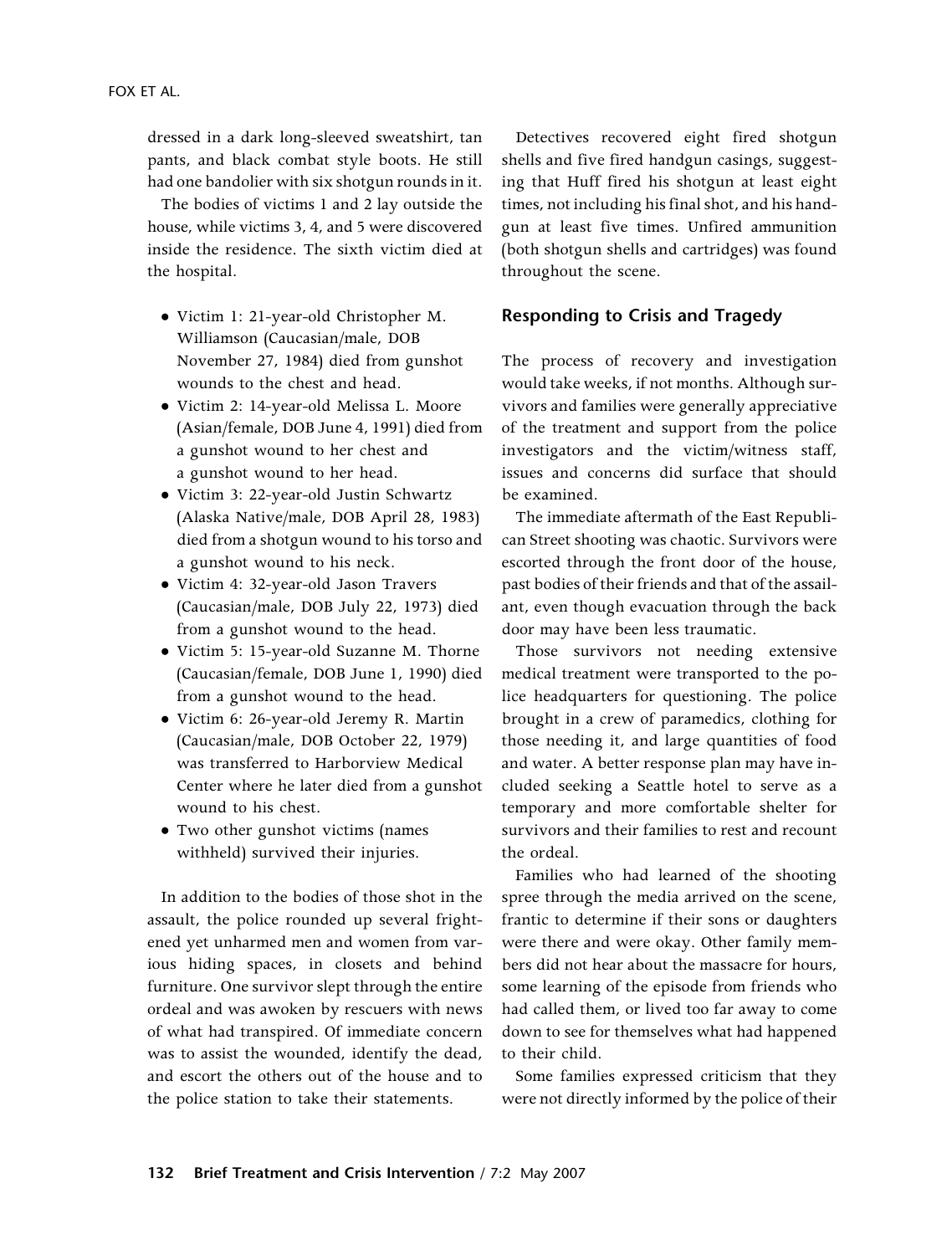dressed in a dark long-sleeved sweatshirt, tan pants, and black combat style boots. He still had one bandolier with six shotgun rounds in it.

The bodies of victims 1 and 2 lay outside the house, while victims 3, 4, and 5 were discovered inside the residence. The sixth victim died at the hospital.

- Victim 1: 21-year-old Christopher M. Williamson (Caucasian/male, DOB November 27, 1984) died from gunshot wounds to the chest and head.
- Victim 2: 14-year-old Melissa L. Moore (Asian/female, DOB June 4, 1991) died from a gunshot wound to her chest and a gunshot wound to her head.
- Victim 3: 22-year-old Justin Schwartz (Alaska Native/male, DOB April 28, 1983) died from a shotgun wound to his torso and a gunshot wound to his neck.
- Victim 4: 32-year-old Jason Travers (Caucasian/male, DOB July 22, 1973) died from a gunshot wound to the head.
- Victim 5: 15-year-old Suzanne M. Thorne (Caucasian/female, DOB June 1, 1990) died from a gunshot wound to the head.
- Victim 6: 26-year-old Jeremy R. Martin (Caucasian/male, DOB October 22, 1979) was transferred to Harborview Medical Center where he later died from a gunshot wound to his chest.
- Two other gunshot victims (names withheld) survived their injuries.

In addition to the bodies of those shot in the assault, the police rounded up several frightened yet unharmed men and women from various hiding spaces, in closets and behind furniture. One survivor slept through the entire ordeal and was awoken by rescuers with news of what had transpired. Of immediate concern was to assist the wounded, identify the dead, and escort the others out of the house and to the police station to take their statements.

Detectives recovered eight fired shotgun shells and five fired handgun casings, suggesting that Huff fired his shotgun at least eight times, not including his final shot, and his handgun at least five times. Unfired ammunition (both shotgun shells and cartridges) was found throughout the scene.

## Responding to Crisis and Tragedy

The process of recovery and investigation would take weeks, if not months. Although survivors and families were generally appreciative of the treatment and support from the police investigators and the victim/witness staff, issues and concerns did surface that should be examined.

The immediate aftermath of the East Republican Street shooting was chaotic. Survivors were escorted through the front door of the house, past bodies of their friends and that of the assailant, even though evacuation through the back door may have been less traumatic.

Those survivors not needing extensive medical treatment were transported to the police headquarters for questioning. The police brought in a crew of paramedics, clothing for those needing it, and large quantities of food and water. A better response plan may have included seeking a Seattle hotel to serve as a temporary and more comfortable shelter for survivors and their families to rest and recount the ordeal.

Families who had learned of the shooting spree through the media arrived on the scene, frantic to determine if their sons or daughters were there and were okay. Other family members did not hear about the massacre for hours, some learning of the episode from friends who had called them, or lived too far away to come down to see for themselves what had happened to their child.

Some families expressed criticism that they were not directly informed by the police of their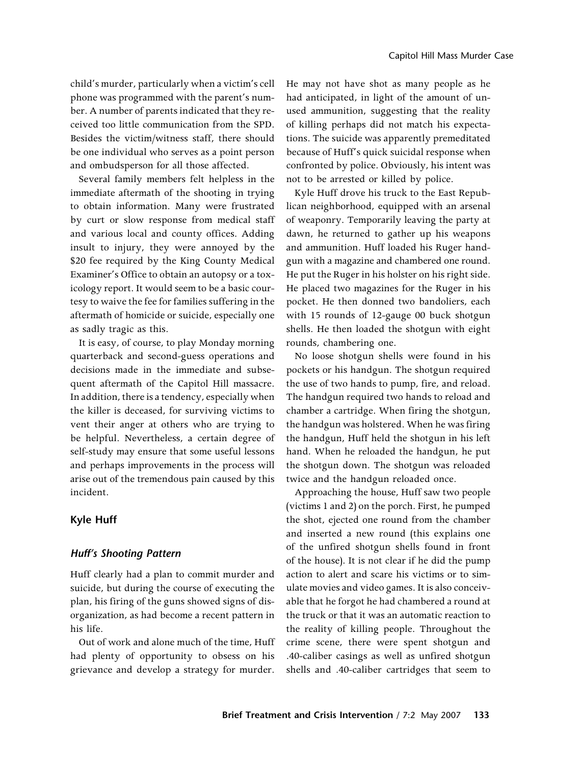child's murder, particularly when a victim's cell phone was programmed with the parent's number. A number of parents indicated that they received too little communication from the SPD. Besides the victim/witness staff, there should be one individual who serves as a point person and ombudsperson for all those affected.

Several family members felt helpless in the immediate aftermath of the shooting in trying to obtain information. Many were frustrated by curt or slow response from medical staff and various local and county offices. Adding insult to injury, they were annoyed by the $20 fee required by the King County Medical Examiner's Office to obtain an autopsy or a toxicology report. It would seem to be a basic courtesy to waive the fee for families suffering in the aftermath of homicide or suicide, especially one as sadly tragic as this.

It is easy, of course, to play Monday morning quarterback and second-guess operations and decisions made in the immediate and subsequent aftermath of the Capitol Hill massacre. In addition, there is a tendency, especially when the killer is deceased, for surviving victims to vent their anger at others who are trying to be helpful. Nevertheless, a certain degree of self-study may ensure that some useful lessons and perhaps improvements in the process will arise out of the tremendous pain caused by this incident.

## Kyle Huff

### *Huff's Shooting Pattern*

Huff clearly had a plan to commit murder and suicide, but during the course of executing the plan, his firing of the guns showed signs of disorganization, as had become a recent pattern in his life.

Out of work and alone much of the time, Huff had plenty of opportunity to obsess on his grievance and develop a strategy for murder. He may not have shot as many people as he had anticipated, in light of the amount of unused ammunition, suggesting that the reality of killing perhaps did not match his expectations. The suicide was apparently premeditated because of Huff's quick suicidal response when confronted by police. Obviously, his intent was not to be arrested or killed by police.

Kyle Huff drove his truck to the East Republican neighborhood, equipped with an arsenal of weaponry. Temporarily leaving the party at dawn, he returned to gather up his weapons and ammunition. Huff loaded his Ruger handgun with a magazine and chambered one round. He put the Ruger in his holster on his right side. He placed two magazines for the Ruger in his pocket. He then donned two bandoliers, each with 15 rounds of 12-gauge 00 buck shotgun shells. He then loaded the shotgun with eight rounds, chambering one.

No loose shotgun shells were found in his pockets or his handgun. The shotgun required the use of two hands to pump, fire, and reload. The handgun required two hands to reload and chamber a cartridge. When firing the shotgun, the handgun was holstered. When he was firing the handgun, Huff held the shotgun in his left hand. When he reloaded the handgun, he put the shotgun down. The shotgun was reloaded twice and the handgun reloaded once.

Approaching the house, Huff saw two people (victims 1 and 2) on the porch. First, he pumped the shot, ejected one round from the chamber and inserted a new round (this explains one of the unfired shotgun shells found in front of the house). It is not clear if he did the pump action to alert and scare his victims or to simulate movies and video games. It is also conceivable that he forgot he had chambered a round at the truck or that it was an automatic reaction to the reality of killing people. Throughout the crime scene, there were spent shotgun and .40-caliber casings as well as unfired shotgun shells and .40-caliber cartridges that seem to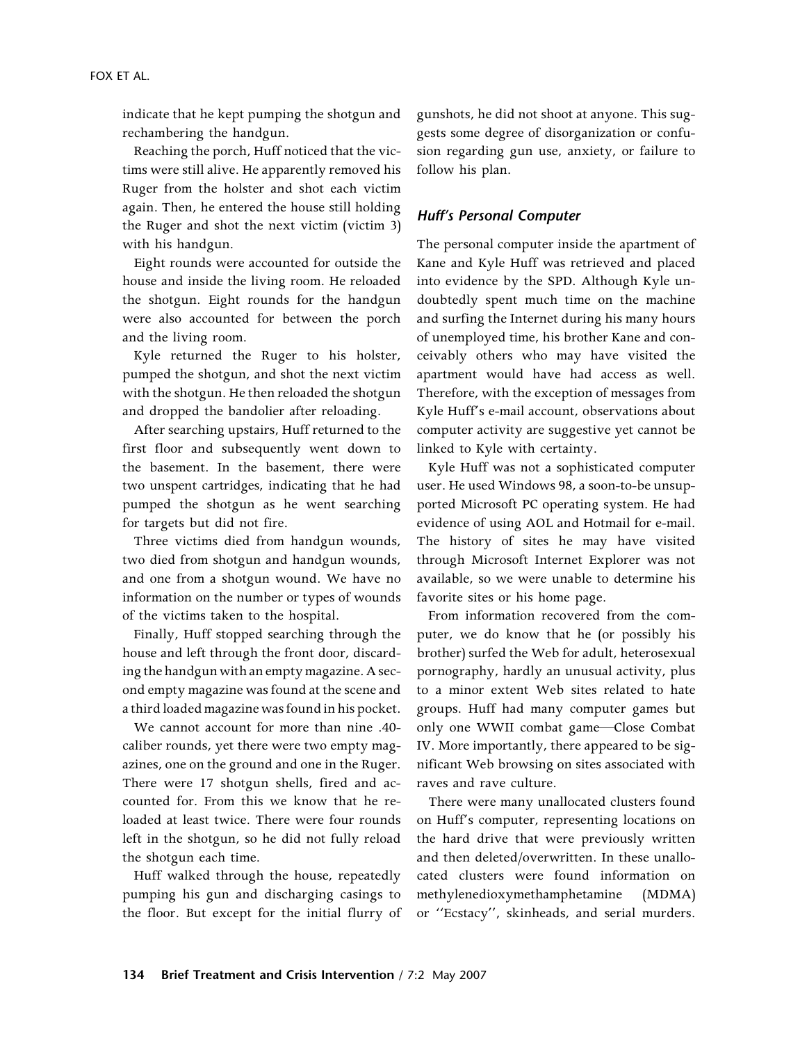indicate that he kept pumping the shotgun and rechambering the handgun.

Reaching the porch, Huff noticed that the victims were still alive. He apparently removed his Ruger from the holster and shot each victim again. Then, he entered the house still holding the Ruger and shot the next victim (victim 3) with his handgun.

Eight rounds were accounted for outside the house and inside the living room. He reloaded the shotgun. Eight rounds for the handgun were also accounted for between the porch and the living room.

Kyle returned the Ruger to his holster, pumped the shotgun, and shot the next victim with the shotgun. He then reloaded the shotgun and dropped the bandolier after reloading.

After searching upstairs, Huff returned to the first floor and subsequently went down to the basement. In the basement, there were two unspent cartridges, indicating that he had pumped the shotgun as he went searching for targets but did not fire.

Three victims died from handgun wounds, two died from shotgun and handgun wounds, and one from a shotgun wound. We have no information on the number or types of wounds of the victims taken to the hospital.

Finally, Huff stopped searching through the house and left through the front door, discarding the handgun with an empty magazine. A second empty magazine was found at the scene and a third loaded magazine was found in his pocket.

We cannot account for more than nine .40-caliber rounds, yet there were two empty magazines, one on the ground and one in the Ruger. There were 17 shotgun shells, fired and accounted for. From this we know that he reloaded at least twice. There were four rounds left in the shotgun, so he did not fully reload the shotgun each time.

Huff walked through the house, repeatedly pumping his gun and discharging casings to the floor. But except for the initial flurry of gunshots, he did not shoot at anyone. This suggests some degree of disorganization or confusion regarding gun use, anxiety, or failure to follow his plan.

### *Huff's Personal Computer*

The personal computer inside the apartment of Kane and Kyle Huff was retrieved and placed into evidence by the SPD. Although Kyle undoubtedly spent much time on the machine and surfing the Internet during his many hours of unemployed time, his brother Kane and conceivably others who may have visited the apartment would have had access as well. Therefore, with the exception of messages from Kyle Huff's e-mail account, observations about computer activity are suggestive yet cannot be linked to Kyle with certainty.

Kyle Huff was not a sophisticated computer user. He used Windows 98, a soon-to-be unsupported Microsoft PC operating system. He had evidence of using AOL and Hotmail for e-mail. The history of sites he may have visited through Microsoft Internet Explorer was not available, so we were unable to determine his favorite sites or his home page.

From information recovered from the computer, we do know that he (or possibly his brother) surfed the Web for adult, heterosexual pornography, hardly an unusual activity, plus to a minor extent Web sites related to hate groups. Huff had many computer games but only one WWII combat game—Close Combat IV. More importantly, there appeared to be significant Web browsing on sites associated with raves and rave culture.

There were many unallocated clusters found on Huff's computer, representing locations on the hard drive that were previously written and then deleted/overwritten. In these unallocated clusters were found information on methylenedioxymethamphetamine (MDMA) or ''Ecstacy'', skinheads, and serial murders.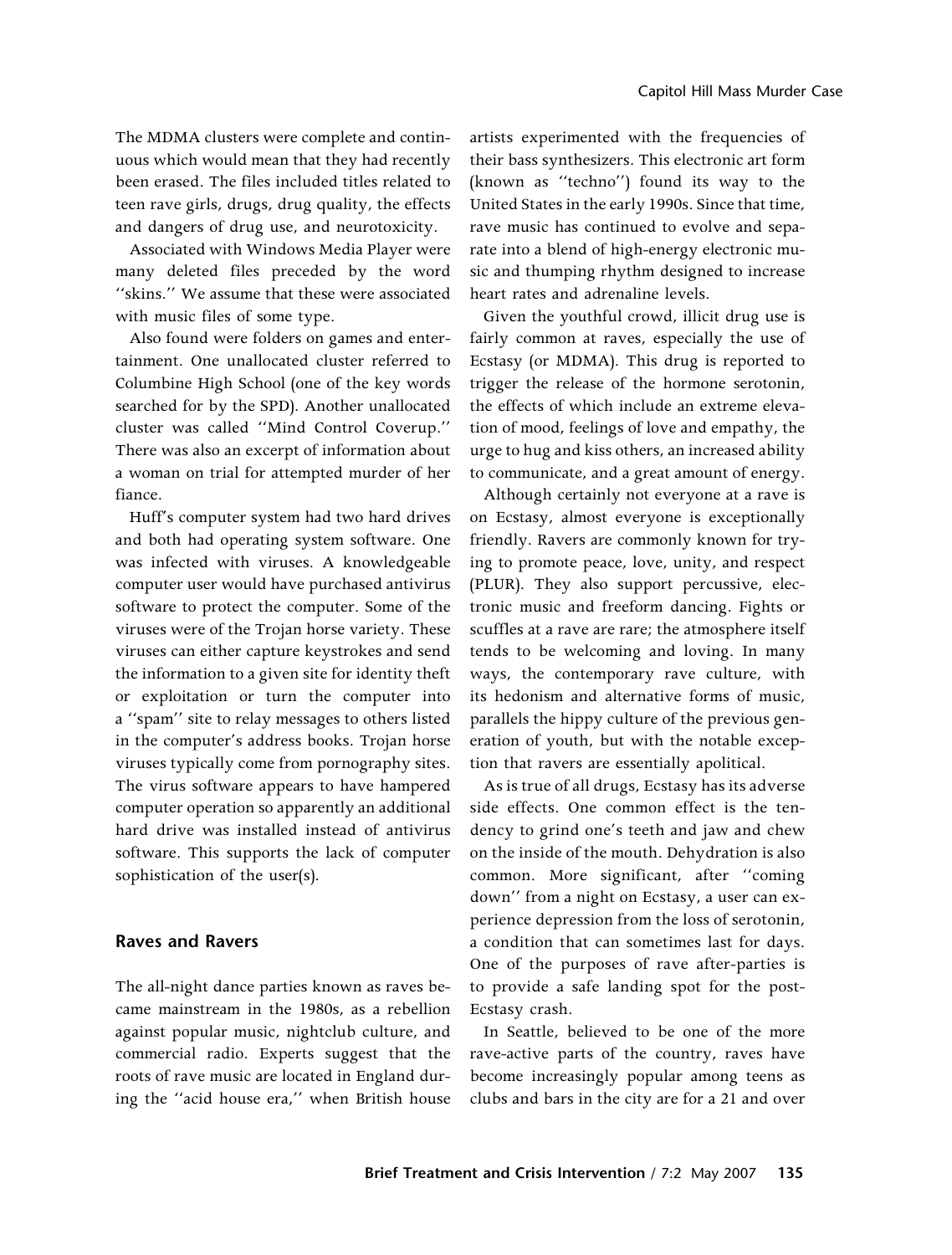The MDMA clusters were complete and continuous which would mean that they had recently been erased. The files included titles related to teen rave girls, drugs, drug quality, the effects and dangers of drug use, and neurotoxicity.

Associated with Windows Media Player were many deleted files preceded by the word ''skins.'' We assume that these were associated with music files of some type.

Also found were folders on games and entertainment. One unallocated cluster referred to Columbine High School (one of the key words searched for by the SPD). Another unallocated cluster was called ''Mind Control Coverup.'' There was also an excerpt of information about a woman on trial for attempted murder of her fiance.

Huff's computer system had two hard drives and both had operating system software. One was infected with viruses. A knowledgeable computer user would have purchased antivirus software to protect the computer. Some of the viruses were of the Trojan horse variety. These viruses can either capture keystrokes and send the information to a given site for identity theft or exploitation or turn the computer into a ''spam'' site to relay messages to others listed in the computer's address books. Trojan horse viruses typically come from pornography sites. The virus software appears to have hampered computer operation so apparently an additional hard drive was installed instead of antivirus software. This supports the lack of computer sophistication of the user(s).

## Raves and Ravers

The all-night dance parties known as raves became mainstream in the 1980s, as a rebellion against popular music, nightclub culture, and commercial radio. Experts suggest that the roots of rave music are located in England during the ''acid house era,'' when British house artists experimented with the frequencies of their bass synthesizers. This electronic art form (known as ''techno'') found its way to the United States in the early 1990s. Since that time, rave music has continued to evolve and separate into a blend of high-energy electronic music and thumping rhythm designed to increase heart rates and adrenaline levels.

Given the youthful crowd, illicit drug use is fairly common at raves, especially the use of Ecstasy (or MDMA). This drug is reported to trigger the release of the hormone serotonin, the effects of which include an extreme elevation of mood, feelings of love and empathy, the urge to hug and kiss others, an increased ability to communicate, and a great amount of energy.

Although certainly not everyone at a rave is on Ecstasy, almost everyone is exceptionally friendly. Ravers are commonly known for trying to promote peace, love, unity, and respect (PLUR). They also support percussive, electronic music and freeform dancing. Fights or scuffles at a rave are rare; the atmosphere itself tends to be welcoming and loving. In many ways, the contemporary rave culture, with its hedonism and alternative forms of music, parallels the hippy culture of the previous generation of youth, but with the notable exception that ravers are essentially apolitical.

As is true of all drugs, Ecstasy has its adverse side effects. One common effect is the tendency to grind one's teeth and jaw and chew on the inside of the mouth. Dehydration is also common. More significant, after ''coming down'' from a night on Ecstasy, a user can experience depression from the loss of serotonin, a condition that can sometimes last for days. One of the purposes of rave after-parties is to provide a safe landing spot for the post-Ecstasy crash.

In Seattle, believed to be one of the more rave-active parts of the country, raves have become increasingly popular among teens as clubs and bars in the city are for a 21 and over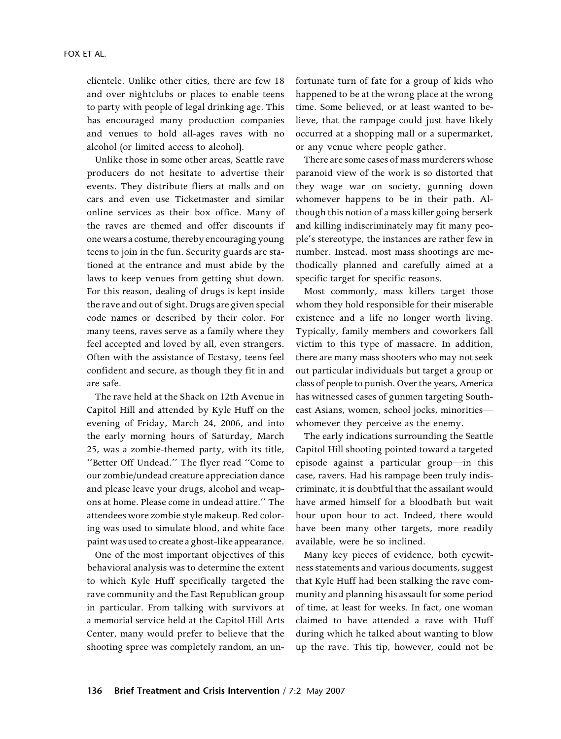clientele. Unlike other cities, there are few 18 and over nightclubs or places to enable teens to party with people of legal drinking age. This has encouraged many production companies and venues to hold all-ages raves with no alcohol (or limited access to alcohol).

Unlike those in some other areas, Seattle rave producers do not hesitate to advertise their events. They distribute fliers at malls and on cars and even use Ticketmaster and similar online services as their box office. Many of the raves are themed and offer discounts if one wears a costume, thereby encouraging young teens to join in the fun. Security guards are stationed at the entrance and must abide by the laws to keep venues from getting shut down. For this reason, dealing of drugs is kept inside the rave and out of sight. Drugs are given special code names or described by their color. For many teens, raves serve as a family where they feel accepted and loved by all, even strangers. Often with the assistance of Ecstasy, teens feel confident and secure, as though they fit in and are safe.

The rave held at the Shack on 12th Avenue in Capitol Hill and attended by Kyle Huff on the evening of Friday, March 24, 2006, and into the early morning hours of Saturday, March 25, was a zombie-themed party, with its title, ''Better Off Undead.'' The flyer read ''Come to our zombie/undead creature appreciation dance and please leave your drugs, alcohol and weapons at home. Please come in undead attire.'' The attendees wore zombie style makeup. Red coloring was used to simulate blood, and white face paint was used to create a ghost-like appearance.

One of the most important objectives of this behavioral analysis was to determine the extent to which Kyle Huff specifically targeted the rave community and the East Republican group in particular. From talking with survivors at a memorial service held at the Capitol Hill Arts Center, many would prefer to believe that the shooting spree was completely random, an unfortunate turn of fate for a group of kids who happened to be at the wrong place at the wrong time. Some believed, or at least wanted to believe, that the rampage could just have likely occurred at a shopping mall or a supermarket, or any venue where people gather.

There are some cases of mass murderers whose paranoid view of the work is so distorted that they wage war on society, gunning down whomever happens to be in their path. Although this notion of a mass killer going berserk and killing indiscriminately may fit many people's stereotype, the instances are rather few in number. Instead, most mass shootings are methodically planned and carefully aimed at a specific target for specific reasons.

Most commonly, mass killers target those whom they hold responsible for their miserable existence and a life no longer worth living. Typically, family members and coworkers fall victim to this type of massacre. In addition, there are many mass shooters who may not seek out particular individuals but target a group or class of people to punish. Over the years, America has witnessed cases of gunmen targeting Southeast Asians, women, school jocks, minorities—whomever they perceive as the enemy.

The early indications surrounding the Seattle Capitol Hill shooting pointed toward a targeted episode against a particular group—in this case, ravers. Had his rampage been truly indiscriminate, it is doubtful that the assailant would have armed himself for a bloodbath but wait hour upon hour to act. Indeed, there would have been many other targets, more readily available, were he so inclined.

Many key pieces of evidence, both eyewitness statements and various documents, suggest that Kyle Huff had been stalking the rave community and planning his assault for some period of time, at least for weeks. In fact, one woman claimed to have attended a rave with Huff during which he talked about wanting to blow up the rave. This tip, however, could not be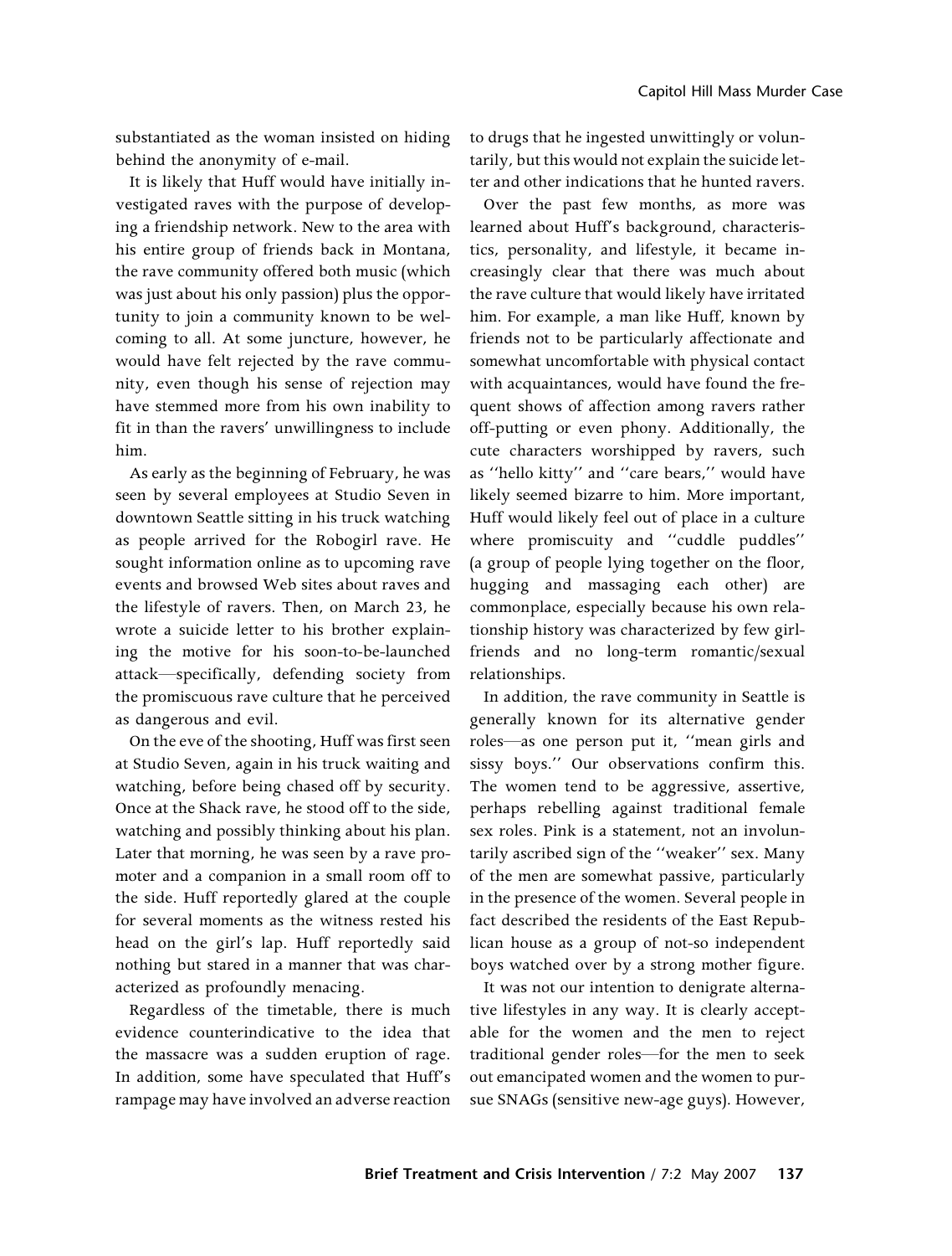substantiated as the woman insisted on hiding behind the anonymity of e-mail.

It is likely that Huff would have initially investigated raves with the purpose of developing a friendship network. New to the area with his entire group of friends back in Montana, the rave community offered both music (which was just about his only passion) plus the opportunity to join a community known to be welcoming to all. At some juncture, however, he would have felt rejected by the rave community, even though his sense of rejection may have stemmed more from his own inability to fit in than the ravers' unwillingness to include him.

As early as the beginning of February, he was seen by several employees at Studio Seven in downtown Seattle sitting in his truck watching as people arrived for the Robogirl rave. He sought information online as to upcoming rave events and browsed Web sites about raves and the lifestyle of ravers. Then, on March 23, he wrote a suicide letter to his brother explaining the motive for his soon-to-be-launched attack—specifically, defending society from the promiscuous rave culture that he perceived as dangerous and evil.

On the eve of the shooting, Huff was first seen at Studio Seven, again in his truck waiting and watching, before being chased off by security. Once at the Shack rave, he stood off to the side, watching and possibly thinking about his plan. Later that morning, he was seen by a rave promoter and a companion in a small room off to the side. Huff reportedly glared at the couple for several moments as the witness rested his head on the girl's lap. Huff reportedly said nothing but stared in a manner that was characterized as profoundly menacing.

Regardless of the timetable, there is much evidence counterindicative to the idea that the massacre was a sudden eruption of rage. In addition, some have speculated that Huff's rampage may have involved an adverse reaction to drugs that he ingested unwittingly or voluntarily, but this would not explain the suicide letter and other indications that he hunted ravers.

Over the past few months, as more was learned about Huff's background, characteristics, personality, and lifestyle, it became increasingly clear that there was much about the rave culture that would likely have irritated him. For example, a man like Huff, known by friends not to be particularly affectionate and somewhat uncomfortable with physical contact with acquaintances, would have found the frequent shows of affection among ravers rather off-putting or even phony. Additionally, the cute characters worshipped by ravers, such as ''hello kitty'' and ''care bears,'' would have likely seemed bizarre to him. More important, Huff would likely feel out of place in a culture where promiscuity and ''cuddle puddles'' (a group of people lying together on the floor, hugging and massaging each other) are commonplace, especially because his own relationship history was characterized by few girlfriends and no long-term romantic/sexual relationships.

In addition, the rave community in Seattle is generally known for its alternative gender roles—as one person put it, ''mean girls and sissy boys.'' Our observations confirm this. The women tend to be aggressive, assertive, perhaps rebelling against traditional female sex roles. Pink is a statement, not an involuntarily ascribed sign of the ''weaker'' sex. Many of the men are somewhat passive, particularly in the presence of the women. Several people in fact described the residents of the East Republican house as a group of not-so independent boys watched over by a strong mother figure.

It was not our intention to denigrate alternative lifestyles in any way. It is clearly acceptable for the women and the men to reject traditional gender roles—for the men to seek out emancipated women and the women to pursue SNAGs (sensitive new-age guys). However,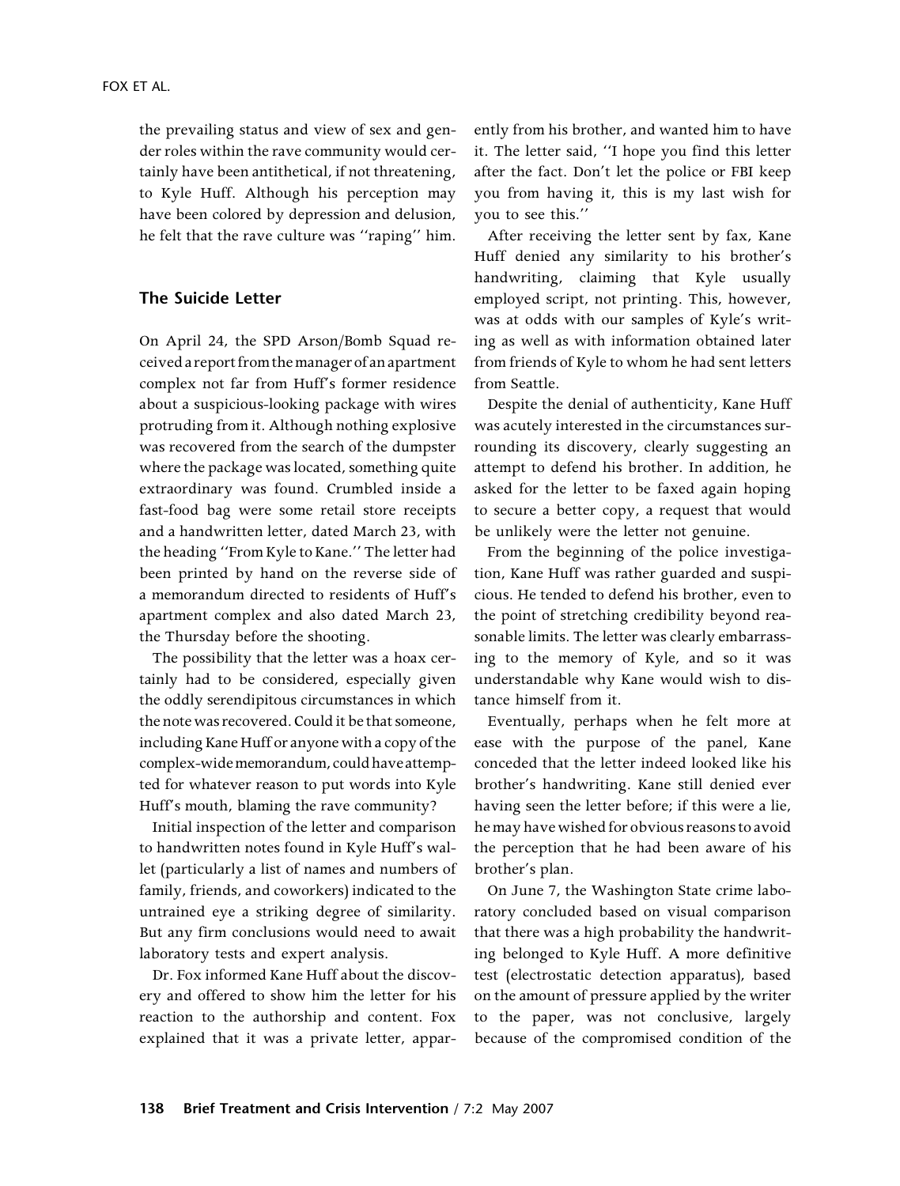the prevailing status and view of sex and gender roles within the rave community would certainly have been antithetical, if not threatening, to Kyle Huff. Although his perception may have been colored by depression and delusion, he felt that the rave culture was ''raping'' him.

## The Suicide Letter

On April 24, the SPD Arson/Bomb Squad received a report from the manager of an apartment complex not far from Huff's former residence about a suspicious-looking package with wires protruding from it. Although nothing explosive was recovered from the search of the dumpster where the package was located, something quite extraordinary was found. Crumbled inside a fast-food bag were some retail store receipts and a handwritten letter, dated March 23, with the heading ''From Kyle to Kane.'' The letter had been printed by hand on the reverse side of a memorandum directed to residents of Huff's apartment complex and also dated March 23, the Thursday before the shooting.

The possibility that the letter was a hoax certainly had to be considered, especially given the oddly serendipitous circumstances in which the note was recovered. Could it be that someone, including Kane Huff or anyone with a copy of the complex-wide memorandum, could have attempted for whatever reason to put words into Kyle Huff's mouth, blaming the rave community?

Initial inspection of the letter and comparison to handwritten notes found in Kyle Huff's wallet (particularly a list of names and numbers of family, friends, and coworkers) indicated to the untrained eye a striking degree of similarity. But any firm conclusions would need to await laboratory tests and expert analysis.

Dr. Fox informed Kane Huff about the discovery and offered to show him the letter for his reaction to the authorship and content. Fox explained that it was a private letter, apparently from his brother, and wanted him to have it. The letter said, ''I hope you find this letter after the fact. Don't let the police or FBI keep you from having it, this is my last wish for you to see this.''

After receiving the letter sent by fax, Kane Huff denied any similarity to his brother's handwriting, claiming that Kyle usually employed script, not printing. This, however, was at odds with our samples of Kyle's writing as well as with information obtained later from friends of Kyle to whom he had sent letters from Seattle.

Despite the denial of authenticity, Kane Huff was acutely interested in the circumstances surrounding its discovery, clearly suggesting an attempt to defend his brother. In addition, he asked for the letter to be faxed again hoping to secure a better copy, a request that would be unlikely were the letter not genuine.

From the beginning of the police investigation, Kane Huff was rather guarded and suspicious. He tended to defend his brother, even to the point of stretching credibility beyond reasonable limits. The letter was clearly embarrassing to the memory of Kyle, and so it was understandable why Kane would wish to distance himself from it.

Eventually, perhaps when he felt more at ease with the purpose of the panel, Kane conceded that the letter indeed looked like his brother's handwriting. Kane still denied ever having seen the letter before; if this were a lie, he may have wished for obvious reasons to avoid the perception that he had been aware of his brother's plan.

On June 7, the Washington State crime laboratory concluded based on visual comparison that there was a high probability the handwriting belonged to Kyle Huff. A more definitive test (electrostatic detection apparatus), based on the amount of pressure applied by the writer to the paper, was not conclusive, largely because of the compromised condition of the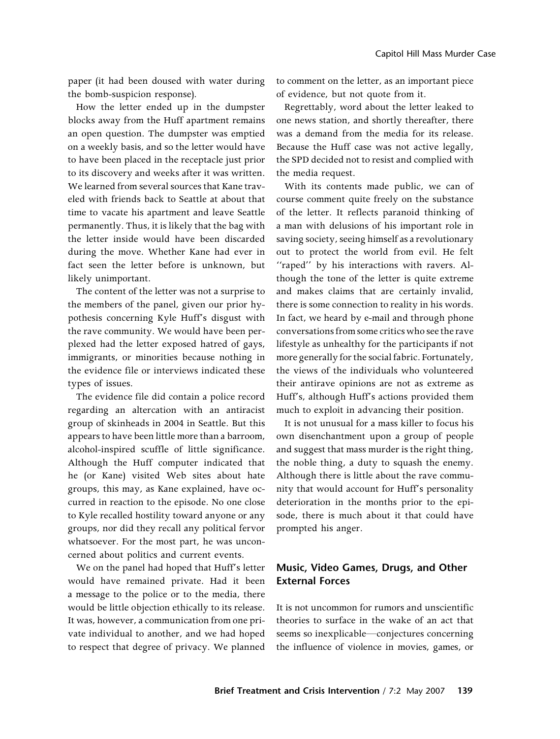paper (it had been doused with water during the bomb-suspicion response).

How the letter ended up in the dumpster blocks away from the Huff apartment remains an open question. The dumpster was emptied on a weekly basis, and so the letter would have to have been placed in the receptacle just prior to its discovery and weeks after it was written. We learned from several sources that Kane traveled with friends back to Seattle at about that time to vacate his apartment and leave Seattle permanently. Thus, it is likely that the bag with the letter inside would have been discarded during the move. Whether Kane had ever in fact seen the letter before is unknown, but likely unimportant.

The content of the letter was not a surprise to the members of the panel, given our prior hypothesis concerning Kyle Huff's disgust with the rave community. We would have been perplexed had the letter exposed hatred of gays, immigrants, or minorities because nothing in the evidence file or interviews indicated these types of issues.

The evidence file did contain a police record regarding an altercation with an antiracist group of skinheads in 2004 in Seattle. But this appears to have been little more than a barroom, alcohol-inspired scuffle of little significance. Although the Huff computer indicated that he (or Kane) visited Web sites about hate groups, this may, as Kane explained, have occurred in reaction to the episode. No one close to Kyle recalled hostility toward anyone or any groups, nor did they recall any political fervor whatsoever. For the most part, he was unconcerned about politics and current events.

We on the panel had hoped that Huff's letter would have remained private. Had it been a message to the police or to the media, there would be little objection ethically to its release. It was, however, a communication from one private individual to another, and we had hoped to respect that degree of privacy. We planned to comment on the letter, as an important piece of evidence, but not quote from it.

Regrettably, word about the letter leaked to one news station, and shortly thereafter, there was a demand from the media for its release. Because the Huff case was not active legally, the SPD decided not to resist and complied with the media request.

With its contents made public, we can of course comment quite freely on the substance of the letter. It reflects paranoid thinking of a man with delusions of his important role in saving society, seeing himself as a revolutionary out to protect the world from evil. He felt ''raped'' by his interactions with ravers. Although the tone of the letter is quite extreme and makes claims that are certainly invalid, there is some connection to reality in his words. In fact, we heard by e-mail and through phone conversations from some critics who see the rave lifestyle as unhealthy for the participants if not more generally for the social fabric. Fortunately, the views of the individuals who volunteered their antirave opinions are not as extreme as Huff's, although Huff's actions provided them much to exploit in advancing their position.

It is not unusual for a mass killer to focus his own disenchantment upon a group of people and suggest that mass murder is the right thing, the noble thing, a duty to squash the enemy. Although there is little about the rave community that would account for Huff's personality deterioration in the months prior to the episode, there is much about it that could have prompted his anger.

## Music, Video Games, Drugs, and Other External Forces

It is not uncommon for rumors and unscientific theories to surface in the wake of an act that seems so inexplicable—conjectures concerning the influence of violence in movies, games, or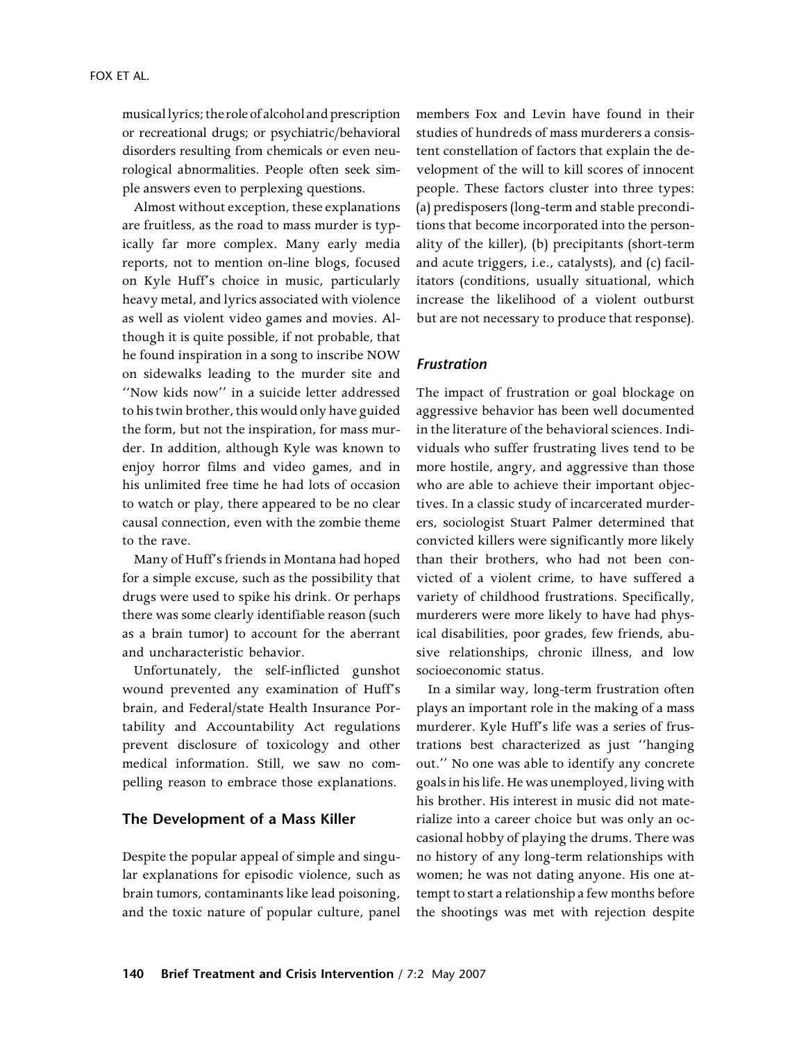musical lyrics; the role of alcohol and prescription or recreational drugs; or psychiatric/behavioral disorders resulting from chemicals or even neurological abnormalities. People often seek simple answers even to perplexing questions.

Almost without exception, these explanations are fruitless, as the road to mass murder is typically far more complex. Many early media reports, not to mention on-line blogs, focused on Kyle Huff's choice in music, particularly heavy metal, and lyrics associated with violence as well as violent video games and movies. Although it is quite possible, if not probable, that he found inspiration in a song to inscribe NOW on sidewalks leading to the murder site and ''Now kids now'' in a suicide letter addressed to his twin brother, this would only have guided the form, but not the inspiration, for mass murder. In addition, although Kyle was known to enjoy horror films and video games, and in his unlimited free time he had lots of occasion to watch or play, there appeared to be no clear causal connection, even with the zombie theme to the rave.

Many of Huff's friends in Montana had hoped for a simple excuse, such as the possibility that drugs were used to spike his drink. Or perhaps there was some clearly identifiable reason (such as a brain tumor) to account for the aberrant and uncharacteristic behavior.

Unfortunately, the self-inflicted gunshot wound prevented any examination of Huff's brain, and Federal/state Health Insurance Portability and Accountability Act regulations prevent disclosure of toxicology and other medical information. Still, we saw no compelling reason to embrace those explanations.

## The Development of a Mass Killer

Despite the popular appeal of simple and singular explanations for episodic violence, such as brain tumors, contaminants like lead poisoning, and the toxic nature of popular culture, panel members Fox and Levin have found in their studies of hundreds of mass murderers a consistent constellation of factors that explain the development of the will to kill scores of innocent people. These factors cluster into three types: (a) predisposers (long-term and stable preconditions that become incorporated into the personality of the killer), (b) precipitants (short-term and acute triggers, i.e., catalysts), and (c) facilitators (conditions, usually situational, which increase the likelihood of a violent outburst but are not necessary to produce that response).

### *Frustration*

The impact of frustration or goal blockage on aggressive behavior has been well documented in the literature of the behavioral sciences. Individuals who suffer frustrating lives tend to be more hostile, angry, and aggressive than those who are able to achieve their important objectives. In a classic study of incarcerated murderers, sociologist Stuart Palmer determined that convicted killers were significantly more likely than their brothers, who had not been convicted of a violent crime, to have suffered a variety of childhood frustrations. Specifically, murderers were more likely to have had physical disabilities, poor grades, few friends, abusive relationships, chronic illness, and low socioeconomic status.

In a similar way, long-term frustration often plays an important role in the making of a mass murderer. Kyle Huff's life was a series of frustrations best characterized as just ''hanging out.'' No one was able to identify any concrete goals in his life. He was unemployed, living with his brother. His interest in music did not materialize into a career choice but was only an occasional hobby of playing the drums. There was no history of any long-term relationships with women; he was not dating anyone. His one attempt to start a relationship a few months before the shootings was met with rejection despite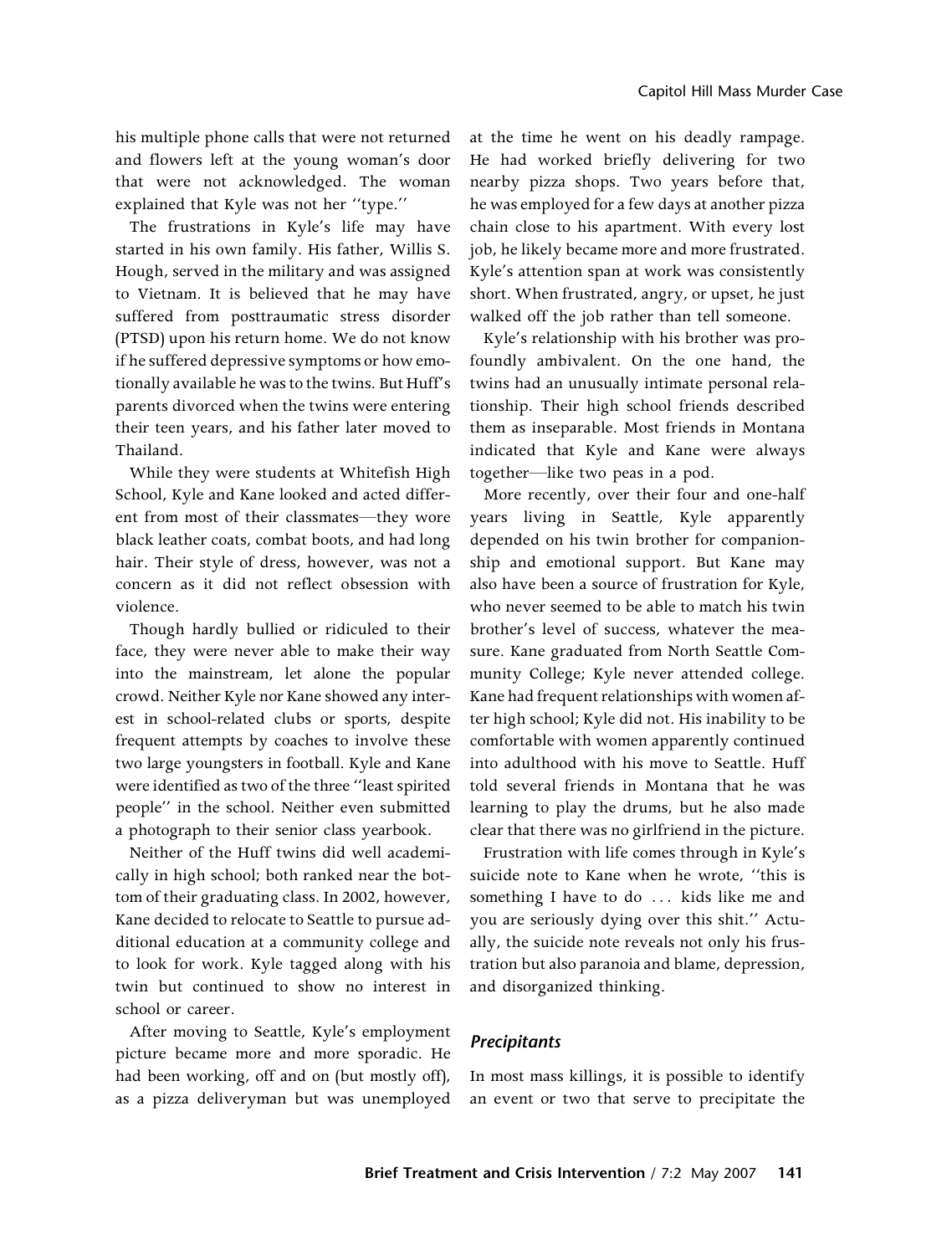his multiple phone calls that were not returned and flowers left at the young woman's door that were not acknowledged. The woman explained that Kyle was not her ''type.''

The frustrations in Kyle's life may have started in his own family. His father, Willis S. Hough, served in the military and was assigned to Vietnam. It is believed that he may have suffered from posttraumatic stress disorder (PTSD) upon his return home. We do not know if he suffered depressive symptoms or how emotionally available he was to the twins. But Huff's parents divorced when the twins were entering their teen years, and his father later moved to Thailand.

While they were students at Whitefish High School, Kyle and Kane looked and acted different from most of their classmates—they wore black leather coats, combat boots, and had long hair. Their style of dress, however, was not a concern as it did not reflect obsession with violence.

Though hardly bullied or ridiculed to their face, they were never able to make their way into the mainstream, let alone the popular crowd. Neither Kyle nor Kane showed any interest in school-related clubs or sports, despite frequent attempts by coaches to involve these two large youngsters in football. Kyle and Kane were identified as two of the three ''least spirited people'' in the school. Neither even submitted a photograph to their senior class yearbook.

Neither of the Huff twins did well academically in high school; both ranked near the bottom of their graduating class. In 2002, however, Kane decided to relocate to Seattle to pursue additional education at a community college and to look for work. Kyle tagged along with his twin but continued to show no interest in school or career.

After moving to Seattle, Kyle's employment picture became more and more sporadic. He had been working, off and on (but mostly off), as a pizza deliveryman but was unemployed at the time he went on his deadly rampage. He had worked briefly delivering for two nearby pizza shops. Two years before that, he was employed for a few days at another pizza chain close to his apartment. With every lost job, he likely became more and more frustrated. Kyle's attention span at work was consistently short. When frustrated, angry, or upset, he just walked off the job rather than tell someone.

Kyle's relationship with his brother was profoundly ambivalent. On the one hand, the twins had an unusually intimate personal relationship. Their high school friends described them as inseparable. Most friends in Montana indicated that Kyle and Kane were always together—like two peas in a pod.

More recently, over their four and one-half years living in Seattle, Kyle apparently depended on his twin brother for companionship and emotional support. But Kane may also have been a source of frustration for Kyle, who never seemed to be able to match his twin brother's level of success, whatever the measure. Kane graduated from North Seattle Community College; Kyle never attended college. Kane had frequent relationships with women after high school; Kyle did not. His inability to be comfortable with women apparently continued into adulthood with his move to Seattle. Huff told several friends in Montana that he was learning to play the drums, but he also made clear that there was no girlfriend in the picture.

Frustration with life comes through in Kyle's suicide note to Kane when he wrote, ''this is something I have to do ... kids like me and you are seriously dying over this shit.'' Actually, the suicide note reveals not only his frustration but also paranoia and blame, depression, and disorganized thinking.

### *Precipitants*

In most mass killings, it is possible to identify an event or two that serve to precipitate the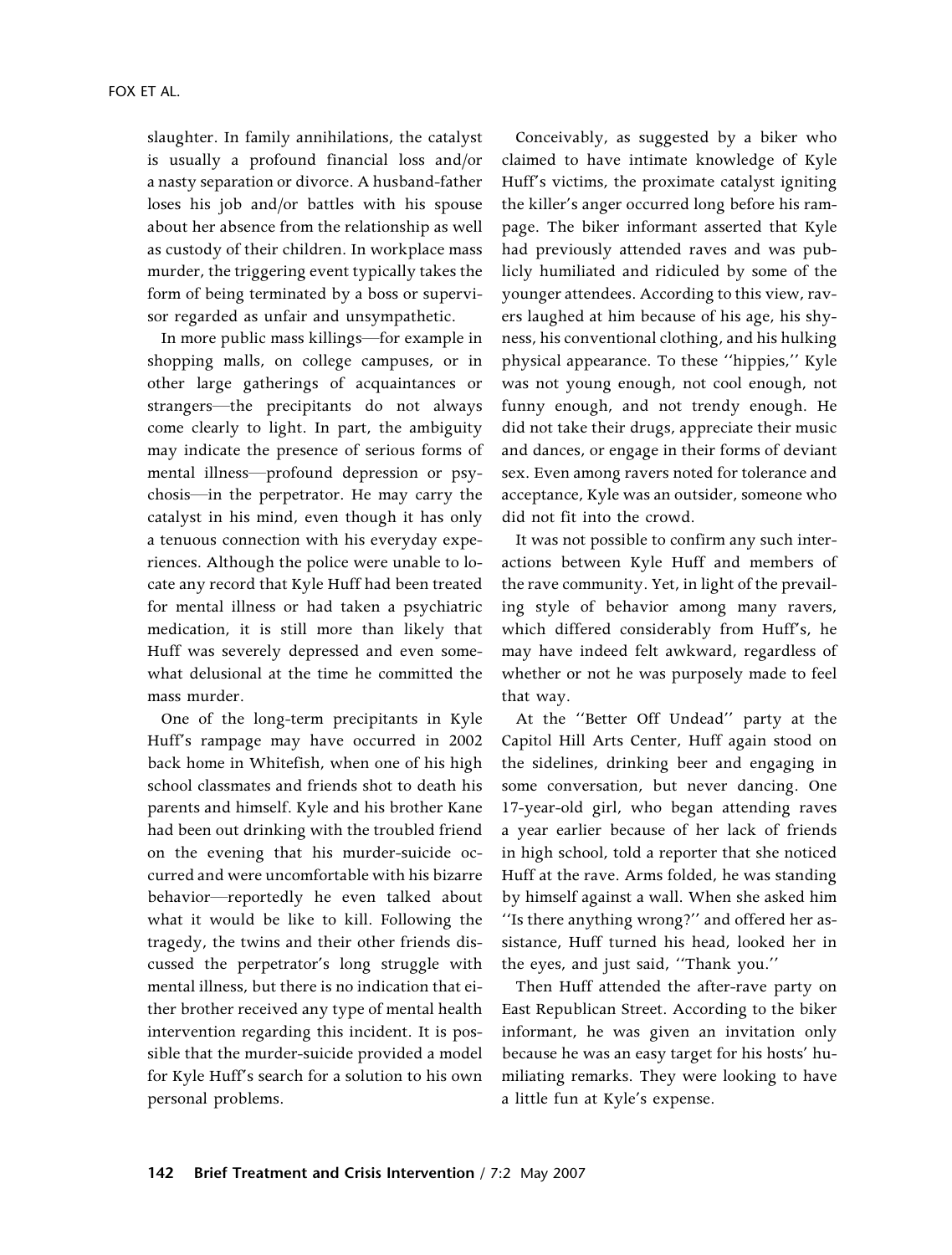slaughter. In family annihilations, the catalyst is usually a profound financial loss and/or a nasty separation or divorce. A husband-father loses his job and/or battles with his spouse about her absence from the relationship as well as custody of their children. In workplace mass murder, the triggering event typically takes the form of being terminated by a boss or supervisor regarded as unfair and unsympathetic.

In more public mass killings—for example in shopping malls, on college campuses, or in other large gatherings of acquaintances or strangers—the precipitants do not always come clearly to light. In part, the ambiguity may indicate the presence of serious forms of mental illness—profound depression or psychosis—in the perpetrator. He may carry the catalyst in his mind, even though it has only a tenuous connection with his everyday experiences. Although the police were unable to locate any record that Kyle Huff had been treated for mental illness or had taken a psychiatric medication, it is still more than likely that Huff was severely depressed and even somewhat delusional at the time he committed the mass murder.

One of the long-term precipitants in Kyle Huff's rampage may have occurred in 2002 back home in Whitefish, when one of his high school classmates and friends shot to death his parents and himself. Kyle and his brother Kane had been out drinking with the troubled friend on the evening that his murder-suicide occurred and were uncomfortable with his bizarre behavior—reportedly he even talked about what it would be like to kill. Following the tragedy, the twins and their other friends discussed the perpetrator's long struggle with mental illness, but there is no indication that either brother received any type of mental health intervention regarding this incident. It is possible that the murder-suicide provided a model for Kyle Huff's search for a solution to his own personal problems.

Conceivably, as suggested by a biker who claimed to have intimate knowledge of Kyle Huff's victims, the proximate catalyst igniting the killer's anger occurred long before his rampage. The biker informant asserted that Kyle had previously attended raves and was publicly humiliated and ridiculed by some of the younger attendees. According to this view, ravers laughed at him because of his age, his shyness, his conventional clothing, and his hulking physical appearance. To these ''hippies,'' Kyle was not young enough, not cool enough, not funny enough, and not trendy enough. He did not take their drugs, appreciate their music and dances, or engage in their forms of deviant sex. Even among ravers noted for tolerance and acceptance, Kyle was an outsider, someone who did not fit into the crowd.

It was not possible to confirm any such interactions between Kyle Huff and members of the rave community. Yet, in light of the prevailing style of behavior among many ravers, which differed considerably from Huff's, he may have indeed felt awkward, regardless of whether or not he was purposely made to feel that way.

At the ''Better Off Undead'' party at the Capitol Hill Arts Center, Huff again stood on the sidelines, drinking beer and engaging in some conversation, but never dancing. One 17-year-old girl, who began attending raves a year earlier because of her lack of friends in high school, told a reporter that she noticed Huff at the rave. Arms folded, he was standing by himself against a wall. When she asked him ''Is there anything wrong?'' and offered her assistance, Huff turned his head, looked her in the eyes, and just said, ''Thank you.''

Then Huff attended the after-rave party on East Republican Street. According to the biker informant, he was given an invitation only because he was an easy target for his hosts' humiliating remarks. They were looking to have a little fun at Kyle's expense.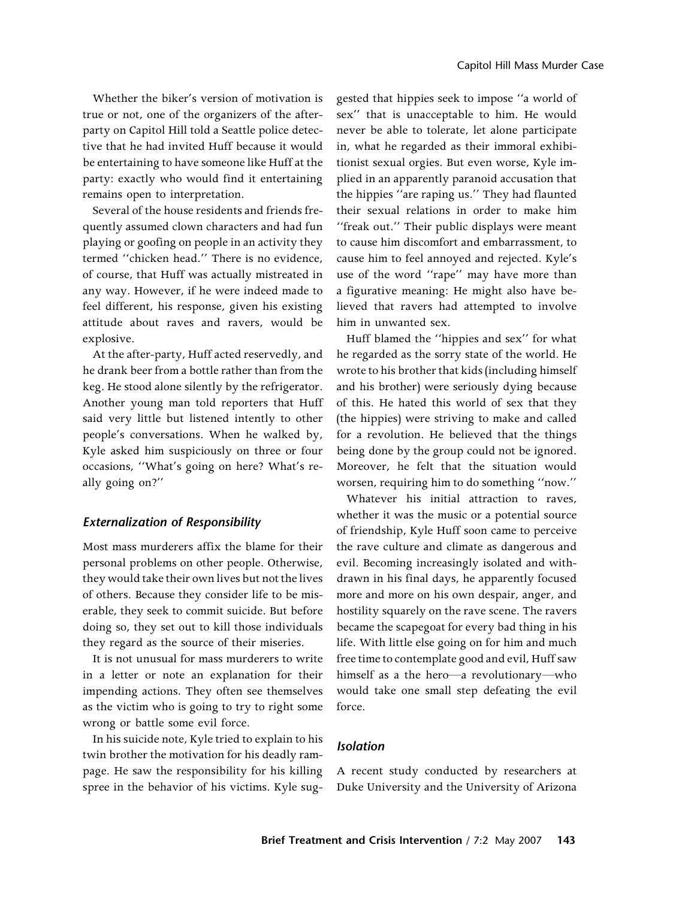Whether the biker's version of motivation is true or not, one of the organizers of the after-party on Capitol Hill told a Seattle police detective that he had invited Huff because it would be entertaining to have someone like Huff at the party: exactly who would find it entertaining remains open to interpretation.

Several of the house residents and friends frequently assumed clown characters and had fun playing or goofing on people in an activity they termed ''chicken head.'' There is no evidence, of course, that Huff was actually mistreated in any way. However, if he were indeed made to feel different, his response, given his existing attitude about raves and ravers, would be explosive.

At the after-party, Huff acted reservedly, and he drank beer from a bottle rather than from the keg. He stood alone silently by the refrigerator. Another young man told reporters that Huff said very little but listened intently to other people's conversations. When he walked by, Kyle asked him suspiciously on three or four occasions, ''What's going on here? What's really going on?''

### *Externalization of Responsibility*

Most mass murderers affix the blame for their personal problems on other people. Otherwise, they would take their own lives but not the lives of others. Because they consider life to be miserable, they seek to commit suicide. But before doing so, they set out to kill those individuals they regard as the source of their miseries.

It is not unusual for mass murderers to write in a letter or note an explanation for their impending actions. They often see themselves as the victim who is going to try to right some wrong or battle some evil force.

In his suicide note, Kyle tried to explain to his twin brother the motivation for his deadly rampage. He saw the responsibility for his killing spree in the behavior of his victims. Kyle suggested that hippies seek to impose ''a world of sex'' that is unacceptable to him. He would never be able to tolerate, let alone participate in, what he regarded as their immoral exhibitionist sexual orgies. But even worse, Kyle implied in an apparently paranoid accusation that the hippies ''are raping us.'' They had flaunted their sexual relations in order to make him ''freak out.'' Their public displays were meant to cause him discomfort and embarrassment, to cause him to feel annoyed and rejected. Kyle's use of the word ''rape'' may have more than a figurative meaning: He might also have believed that ravers had attempted to involve him in unwanted sex.

Huff blamed the ''hippies and sex'' for what he regarded as the sorry state of the world. He wrote to his brother that kids (including himself and his brother) were seriously dying because of this. He hated this world of sex that they (the hippies) were striving to make and called for a revolution. He believed that the things being done by the group could not be ignored. Moreover, he felt that the situation would worsen, requiring him to do something ''now.''

Whatever his initial attraction to raves, whether it was the music or a potential source of friendship, Kyle Huff soon came to perceive the rave culture and climate as dangerous and evil. Becoming increasingly isolated and withdrawn in his final days, he apparently focused more and more on his own despair, anger, and hostility squarely on the rave scene. The ravers became the scapegoat for every bad thing in his life. With little else going on for him and much free time to contemplate good and evil, Huff saw himself as a the hero—a revolutionary—who would take one small step defeating the evil force.

### *Isolation*

A recent study conducted by researchers at Duke University and the University of Arizona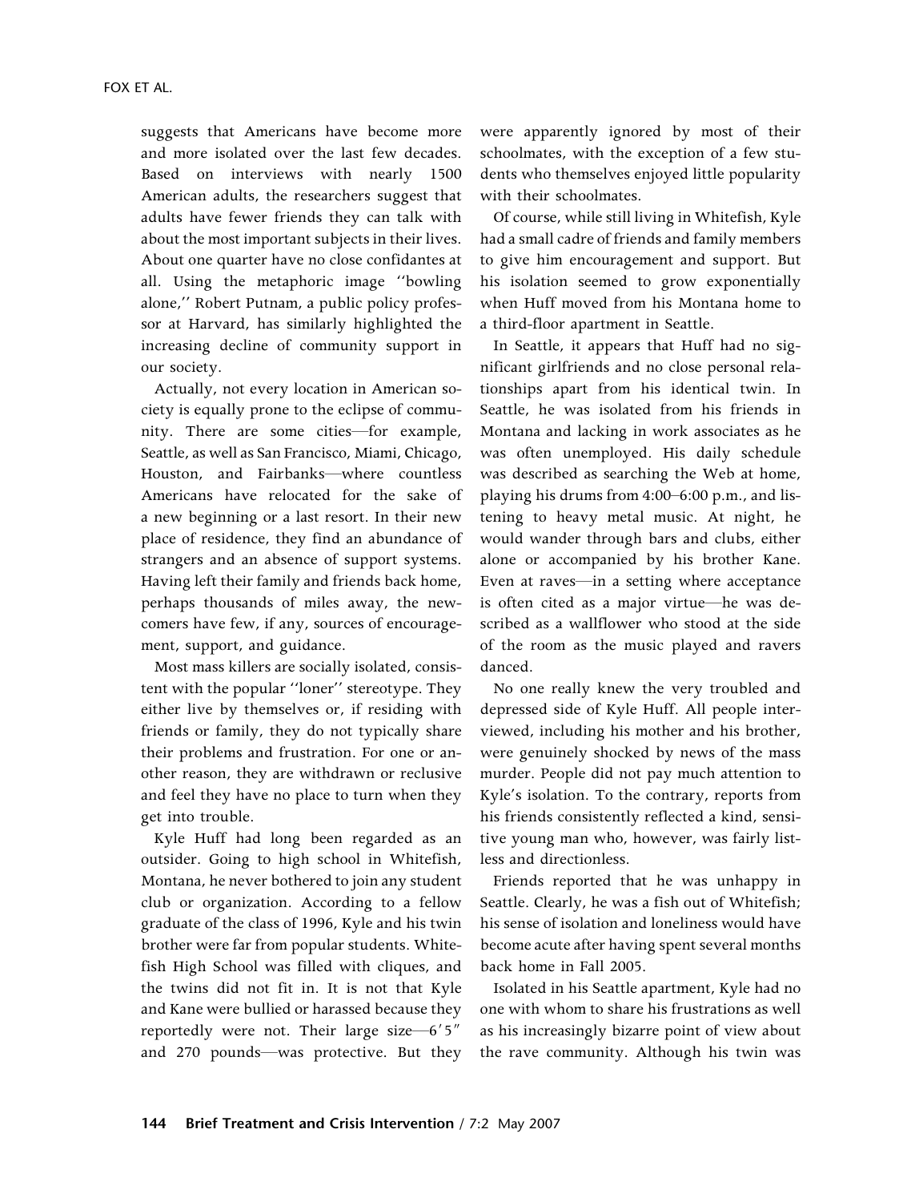suggests that Americans have become more and more isolated over the last few decades. Based on interviews with nearly 1500 American adults, the researchers suggest that adults have fewer friends they can talk with about the most important subjects in their lives. About one quarter have no close confidantes at all. Using the metaphoric image ''bowling alone,'' Robert Putnam, a public policy professor at Harvard, has similarly highlighted the increasing decline of community support in our society.

Actually, not every location in American society is equally prone to the eclipse of community. There are some cities—for example, Seattle, as well as San Francisco, Miami, Chicago, Houston, and Fairbanks—where countless Americans have relocated for the sake of a new beginning or a last resort. In their new place of residence, they find an abundance of strangers and an absence of support systems. Having left their family and friends back home, perhaps thousands of miles away, the newcomers have few, if any, sources of encouragement, support, and guidance.

Most mass killers are socially isolated, consistent with the popular ''loner'' stereotype. They either live by themselves or, if residing with friends or family, they do not typically share their problems and frustration. For one or another reason, they are withdrawn or reclusive and feel they have no place to turn when they get into trouble.

Kyle Huff had long been regarded as an outsider. Going to high school in Whitefish, Montana, he never bothered to join any student club or organization. According to a fellow graduate of the class of 1996, Kyle and his twin brother were far from popular students. Whitefish High School was filled with cliques, and the twins did not fit in. It is not that Kyle and Kane were bullied or harassed because they reportedly were not. Their large size—6′5″ and 270 pounds—was protective. But they were apparently ignored by most of their schoolmates, with the exception of a few students who themselves enjoyed little popularity with their schoolmates.

Of course, while still living in Whitefish, Kyle had a small cadre of friends and family members to give him encouragement and support. But his isolation seemed to grow exponentially when Huff moved from his Montana home to a third-floor apartment in Seattle.

In Seattle, it appears that Huff had no significant girlfriends and no close personal relationships apart from his identical twin. In Seattle, he was isolated from his friends in Montana and lacking in work associates as he was often unemployed. His daily schedule was described as searching the Web at home, playing his drums from 4:00–6:00 p.m., and listening to heavy metal music. At night, he would wander through bars and clubs, either alone or accompanied by his brother Kane. Even at raves—in a setting where acceptance is often cited as a major virtue—he was described as a wallflower who stood at the side of the room as the music played and ravers danced.

No one really knew the very troubled and depressed side of Kyle Huff. All people interviewed, including his mother and his brother, were genuinely shocked by news of the mass murder. People did not pay much attention to Kyle's isolation. To the contrary, reports from his friends consistently reflected a kind, sensitive young man who, however, was fairly listless and directionless.

Friends reported that he was unhappy in Seattle. Clearly, he was a fish out of Whitefish; his sense of isolation and loneliness would have become acute after having spent several months back home in Fall 2005.

Isolated in his Seattle apartment, Kyle had no one with whom to share his frustrations as well as his increasingly bizarre point of view about the rave community. Although his twin was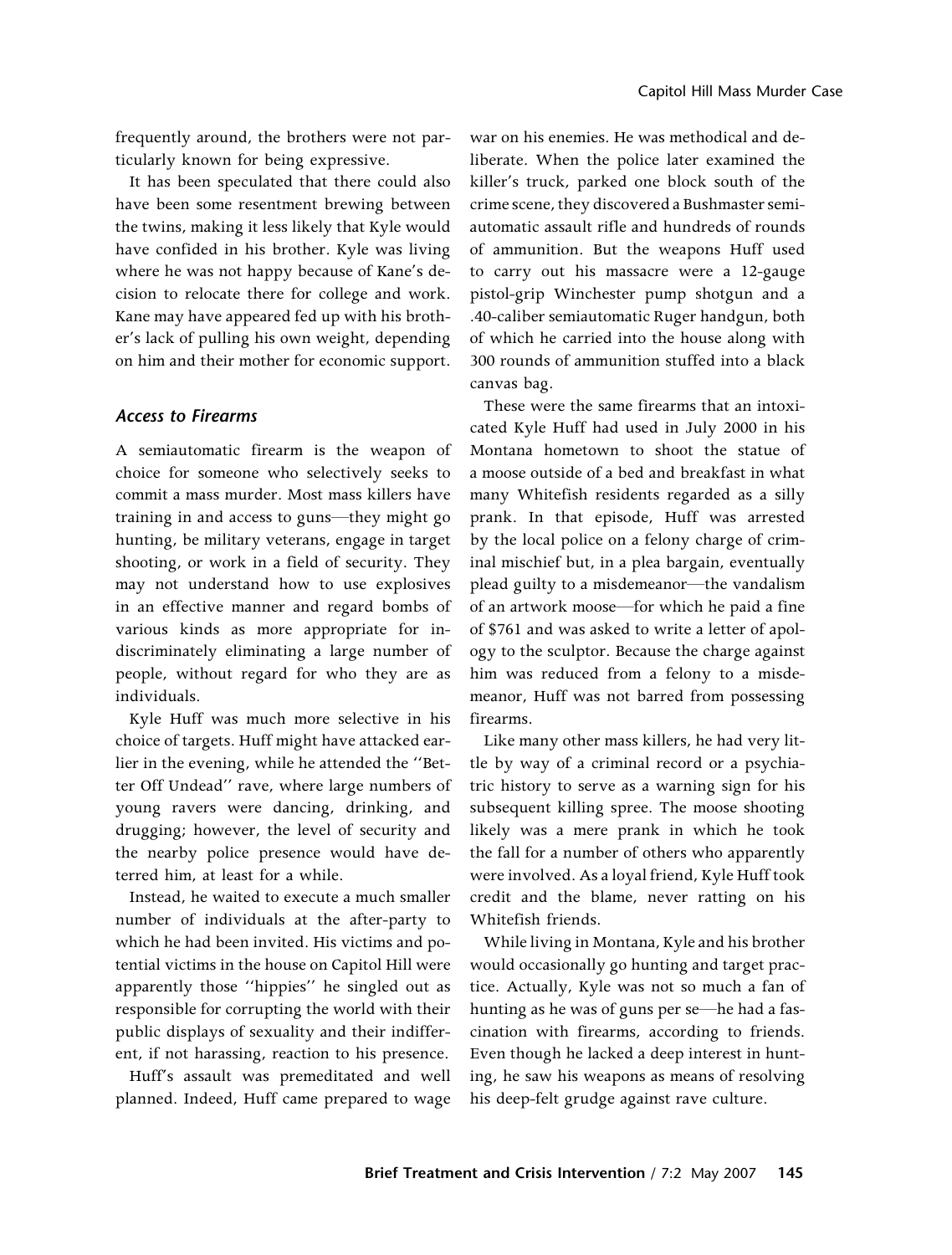frequently around, the brothers were not particularly known for being expressive.

It has been speculated that there could also have been some resentment brewing between the twins, making it less likely that Kyle would have confided in his brother. Kyle was living where he was not happy because of Kane's decision to relocate there for college and work. Kane may have appeared fed up with his brother's lack of pulling his own weight, depending on him and their mother for economic support.

### *Access to Firearms*

A semiautomatic firearm is the weapon of choice for someone who selectively seeks to commit a mass murder. Most mass killers have training in and access to guns—they might go hunting, be military veterans, engage in target shooting, or work in a field of security. They may not understand how to use explosives in an effective manner and regard bombs of various kinds as more appropriate for indiscriminately eliminating a large number of people, without regard for who they are as individuals.

Kyle Huff was much more selective in his choice of targets. Huff might have attacked earlier in the evening, while he attended the ''Better Off Undead'' rave, where large numbers of young ravers were dancing, drinking, and drugging; however, the level of security and the nearby police presence would have deterred him, at least for a while.

Instead, he waited to execute a much smaller number of individuals at the after-party to which he had been invited. His victims and potential victims in the house on Capitol Hill were apparently those ''hippies'' he singled out as responsible for corrupting the world with their public displays of sexuality and their indifferent, if not harassing, reaction to his presence.

Huff's assault was premeditated and well planned. Indeed, Huff came prepared to wage war on his enemies. He was methodical and deliberate. When the police later examined the killer's truck, parked one block south of the crime scene, they discovered a Bushmaster semiautomatic assault rifle and hundreds of rounds of ammunition. But the weapons Huff used to carry out his massacre were a 12-gauge pistol-grip Winchester pump shotgun and a .40-caliber semiautomatic Ruger handgun, both of which he carried into the house along with 300 rounds of ammunition stuffed into a black canvas bag.

These were the same firearms that an intoxicated Kyle Huff had used in July 2000 in his Montana hometown to shoot the statue of a moose outside of a bed and breakfast in what many Whitefish residents regarded as a silly prank. In that episode, Huff was arrested by the local police on a felony charge of criminal mischief but, in a plea bargain, eventually plead guilty to a misdemeanor—the vandalism of an artwork moose—for which he paid a fine of $761 and was asked to write a letter of apology to the sculptor. Because the charge against him was reduced from a felony to a misdemeanor, Huff was not barred from possessing firearms.

Like many other mass killers, he had very little by way of a criminal record or a psychiatric history to serve as a warning sign for his subsequent killing spree. The moose shooting likely was a mere prank in which he took the fall for a number of others who apparently were involved. As a loyal friend, Kyle Huff took credit and the blame, never ratting on his Whitefish friends.

While living in Montana, Kyle and his brother would occasionally go hunting and target practice. Actually, Kyle was not so much a fan of hunting as he was of guns per se—he had a fascination with firearms, according to friends. Even though he lacked a deep interest in hunting, he saw his weapons as means of resolving his deep-felt grudge against rave culture.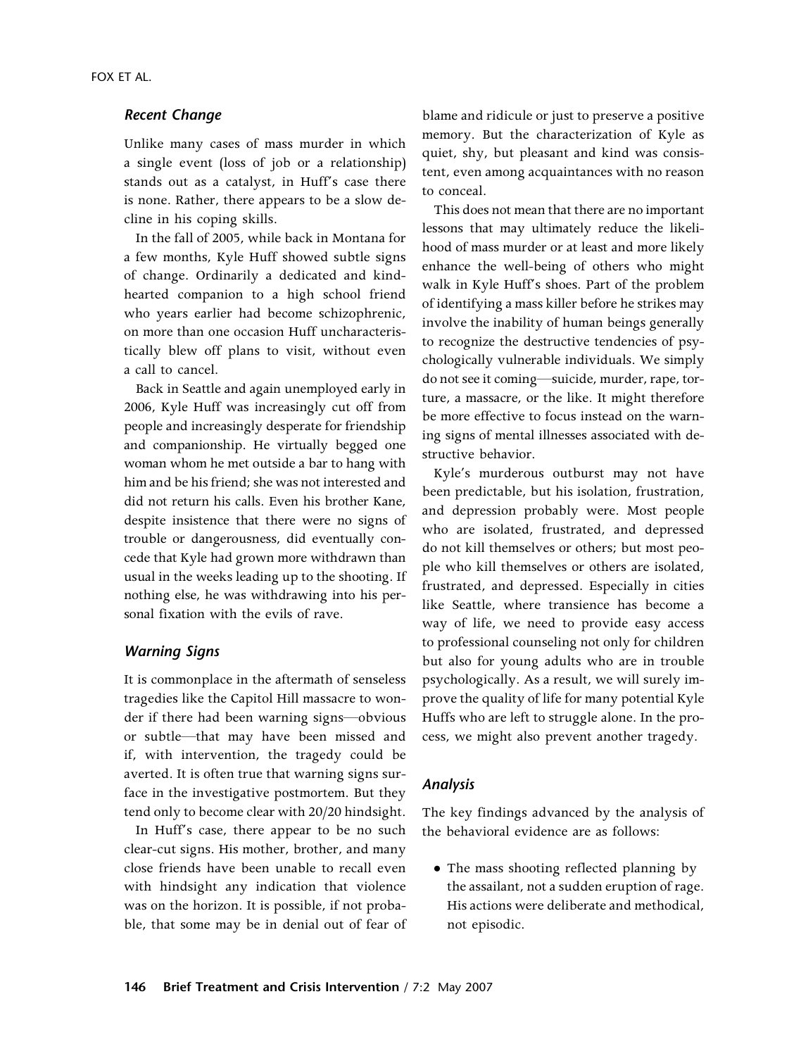### *Recent Change*

Unlike many cases of mass murder in which a single event (loss of job or a relationship) stands out as a catalyst, in Huff's case there is none. Rather, there appears to be a slow decline in his coping skills.

In the fall of 2005, while back in Montana for a few months, Kyle Huff showed subtle signs of change. Ordinarily a dedicated and kindhearted companion to a high school friend who years earlier had become schizophrenic, on more than one occasion Huff uncharacteristically blew off plans to visit, without even a call to cancel.

Back in Seattle and again unemployed early in 2006, Kyle Huff was increasingly cut off from people and increasingly desperate for friendship and companionship. He virtually begged one woman whom he met outside a bar to hang with him and be his friend; she was not interested and did not return his calls. Even his brother Kane, despite insistence that there were no signs of trouble or dangerousness, did eventually concede that Kyle had grown more withdrawn than usual in the weeks leading up to the shooting. If nothing else, he was withdrawing into his personal fixation with the evils of rave.

### *Warning Signs*

It is commonplace in the aftermath of senseless tragedies like the Capitol Hill massacre to wonder if there had been warning signs—obvious or subtle—that may have been missed and if, with intervention, the tragedy could be averted. It is often true that warning signs surface in the investigative postmortem. But they tend only to become clear with 20/20 hindsight.

In Huff's case, there appear to be no such clear-cut signs. His mother, brother, and many close friends have been unable to recall even with hindsight any indication that violence was on the horizon. It is possible, if not probable, that some may be in denial out of fear of blame and ridicule or just to preserve a positive memory. But the characterization of Kyle as quiet, shy, but pleasant and kind was consistent, even among acquaintances with no reason to conceal.

This does not mean that there are no important lessons that may ultimately reduce the likelihood of mass murder or at least and more likely enhance the well-being of others who might walk in Kyle Huff's shoes. Part of the problem of identifying a mass killer before he strikes may involve the inability of human beings generally to recognize the destructive tendencies of psychologically vulnerable individuals. We simply do not see it coming—suicide, murder, rape, torture, a massacre, or the like. It might therefore be more effective to focus instead on the warning signs of mental illnesses associated with destructive behavior.

Kyle's murderous outburst may not have been predictable, but his isolation, frustration, and depression probably were. Most people who are isolated, frustrated, and depressed do not kill themselves or others; but most people who kill themselves or others are isolated, frustrated, and depressed. Especially in cities like Seattle, where transience has become a way of life, we need to provide easy access to professional counseling not only for children but also for young adults who are in trouble psychologically. As a result, we will surely improve the quality of life for many potential Kyle Huffs who are left to struggle alone. In the process, we might also prevent another tragedy.

### *Analysis*

The key findings advanced by the analysis of the behavioral evidence are as follows:

- The mass shooting reflected planning by the assailant, not a sudden eruption of rage. His actions were deliberate and methodical, not episodic.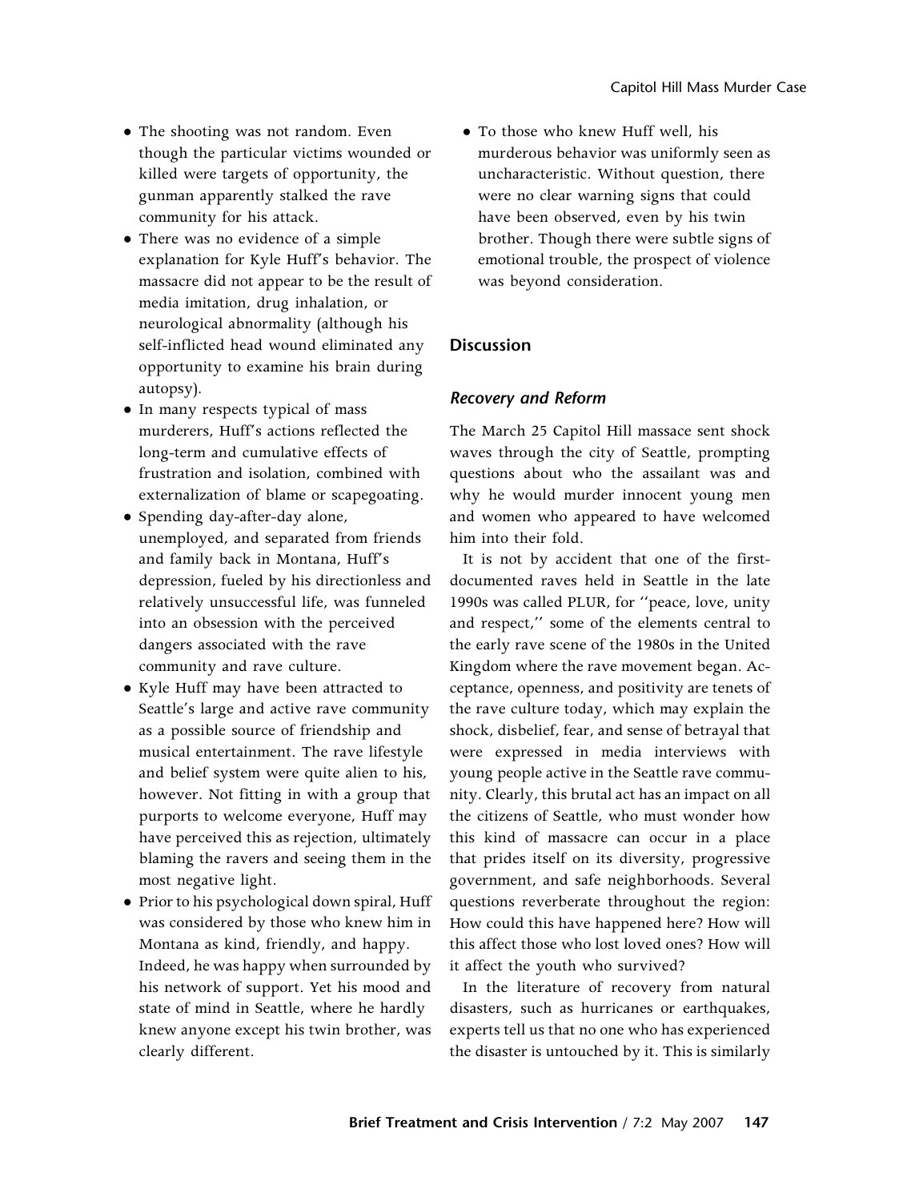- The shooting was not random. Even though the particular victims wounded or killed were targets of opportunity, the gunman apparently stalked the rave community for his attack.
- There was no evidence of a simple explanation for Kyle Huff's behavior. The massacre did not appear to be the result of media imitation, drug inhalation, or neurological abnormality (although his self-inflicted head wound eliminated any opportunity to examine his brain during autopsy).
- In many respects typical of mass murderers, Huff's actions reflected the long-term and cumulative effects of frustration and isolation, combined with externalization of blame or scapegoating.
- Spending day-after-day alone, unemployed, and separated from friends and family back in Montana, Huff's depression, fueled by his directionless and relatively unsuccessful life, was funneled into an obsession with the perceived dangers associated with the rave community and rave culture.
- Kyle Huff may have been attracted to Seattle's large and active rave community as a possible source of friendship and musical entertainment. The rave lifestyle and belief system were quite alien to his, however. Not fitting in with a group that purports to welcome everyone, Huff may have perceived this as rejection, ultimately blaming the ravers and seeing them in the most negative light.
- Prior to his psychological down spiral, Huff was considered by those who knew him in Montana as kind, friendly, and happy. Indeed, he was happy when surrounded by his network of support. Yet his mood and state of mind in Seattle, where he hardly knew anyone except his twin brother, was clearly different.
- To those who knew Huff well, his murderous behavior was uniformly seen as uncharacteristic. Without question, there were no clear warning signs that could have been observed, even by his twin brother. Though there were subtle signs of emotional trouble, the prospect of violence was beyond consideration.

## Discussion

### *Recovery and Reform*

The March 25 Capitol Hill massace sent shock waves through the city of Seattle, prompting questions about who the assailant was and why he would murder innocent young men and women who appeared to have welcomed him into their fold.

It is not by accident that one of the first-documented raves held in Seattle in the late 1990s was called PLUR, for ''peace, love, unity and respect,'' some of the elements central to the early rave scene of the 1980s in the United Kingdom where the rave movement began. Acceptance, openness, and positivity are tenets of the rave culture today, which may explain the shock, disbelief, fear, and sense of betrayal that were expressed in media interviews with young people active in the Seattle rave community. Clearly, this brutal act has an impact on all the citizens of Seattle, who must wonder how this kind of massacre can occur in a place that prides itself on its diversity, progressive government, and safe neighborhoods. Several questions reverberate throughout the region: How could this have happened here? How will this affect those who lost loved ones? How will it affect the youth who survived?

In the literature of recovery from natural disasters, such as hurricanes or earthquakes, experts tell us that no one who has experienced the disaster is untouched by it. This is similarly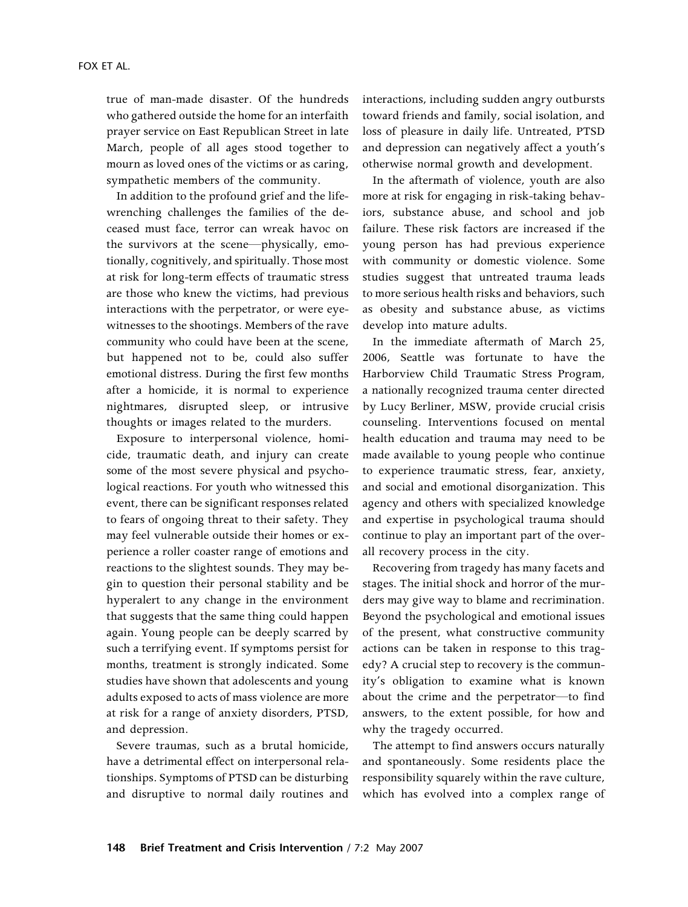true of man-made disaster. Of the hundreds who gathered outside the home for an interfaith prayer service on East Republican Street in late March, people of all ages stood together to mourn as loved ones of the victims or as caring, sympathetic members of the community.

In addition to the profound grief and the life-wrenching challenges the families of the deceased must face, terror can wreak havoc on the survivors at the scene—physically, emotionally, cognitively, and spiritually. Those most at risk for long-term effects of traumatic stress are those who knew the victims, had previous interactions with the perpetrator, or were eyewitnesses to the shootings. Members of the rave community who could have been at the scene, but happened not to be, could also suffer emotional distress. During the first few months after a homicide, it is normal to experience nightmares, disrupted sleep, or intrusive thoughts or images related to the murders.

Exposure to interpersonal violence, homicide, traumatic death, and injury can create some of the most severe physical and psychological reactions. For youth who witnessed this event, there can be significant responses related to fears of ongoing threat to their safety. They may feel vulnerable outside their homes or experience a roller coaster range of emotions and reactions to the slightest sounds. They may begin to question their personal stability and be hyperalert to any change in the environment that suggests that the same thing could happen again. Young people can be deeply scarred by such a terrifying event. If symptoms persist for months, treatment is strongly indicated. Some studies have shown that adolescents and young adults exposed to acts of mass violence are more at risk for a range of anxiety disorders, PTSD, and depression.

Severe traumas, such as a brutal homicide, have a detrimental effect on interpersonal relationships. Symptoms of PTSD can be disturbing and disruptive to normal daily routines and interactions, including sudden angry outbursts toward friends and family, social isolation, and loss of pleasure in daily life. Untreated, PTSD and depression can negatively affect a youth's otherwise normal growth and development.

In the aftermath of violence, youth are also more at risk for engaging in risk-taking behaviors, substance abuse, and school and job failure. These risk factors are increased if the young person has had previous experience with community or domestic violence. Some studies suggest that untreated trauma leads to more serious health risks and behaviors, such as obesity and substance abuse, as victims develop into mature adults.

In the immediate aftermath of March 25, 2006, Seattle was fortunate to have the Harborview Child Traumatic Stress Program, a nationally recognized trauma center directed by Lucy Berliner, MSW, provide crucial crisis counseling. Interventions focused on mental health education and trauma may need to be made available to young people who continue to experience traumatic stress, fear, anxiety, and social and emotional disorganization. This agency and others with specialized knowledge and expertise in psychological trauma should continue to play an important part of the overall recovery process in the city.

Recovering from tragedy has many facets and stages. The initial shock and horror of the murders may give way to blame and recrimination. Beyond the psychological and emotional issues of the present, what constructive community actions can be taken in response to this tragedy? A crucial step to recovery is the community's obligation to examine what is known about the crime and the perpetrator—to find answers, to the extent possible, for how and why the tragedy occurred.

The attempt to find answers occurs naturally and spontaneously. Some residents place the responsibility squarely within the rave culture, which has evolved into a complex range of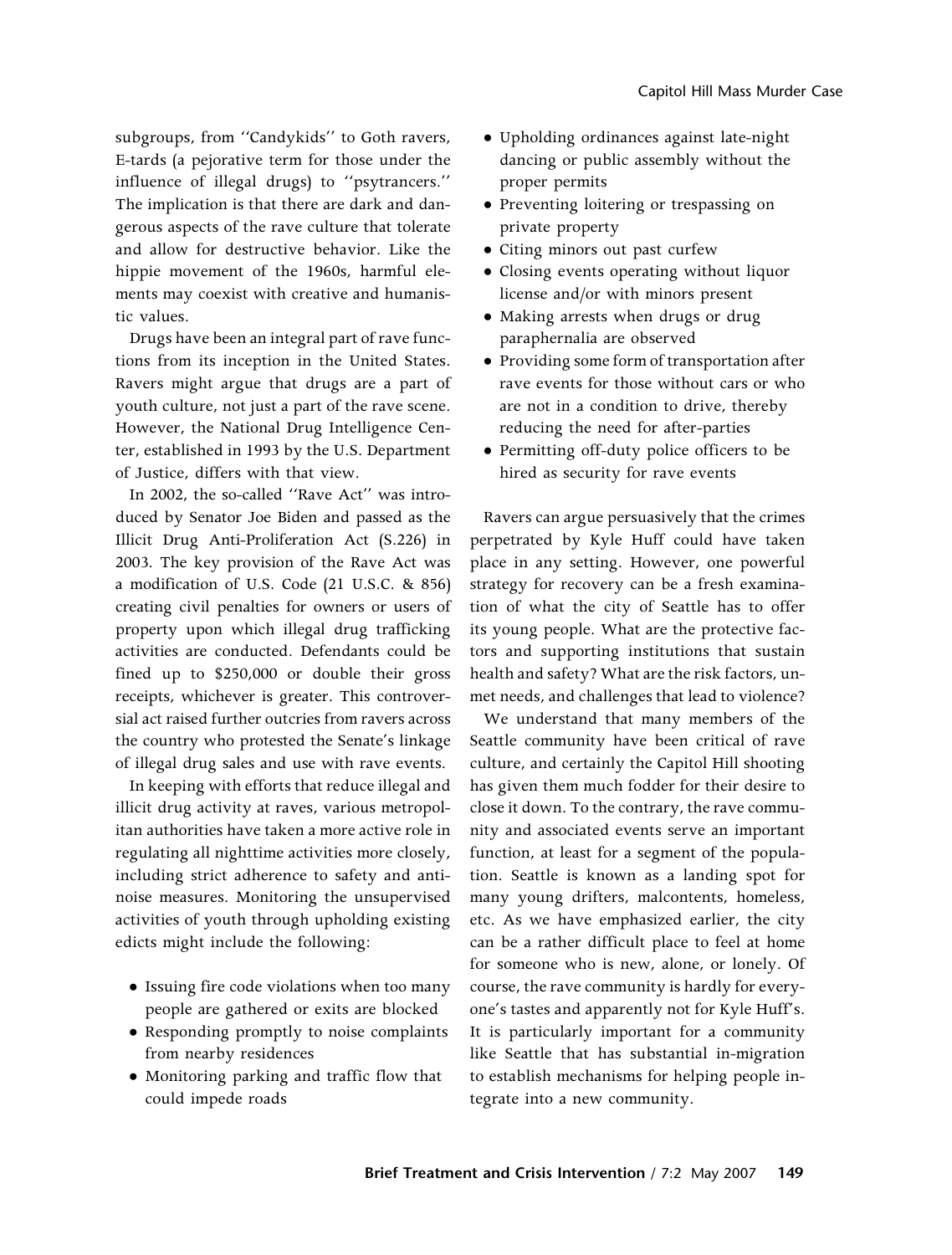subgroups, from ''Candykids'' to Goth ravers, E-tards (a pejorative term for those under the influence of illegal drugs) to ''psytrancers.'' The implication is that there are dark and dangerous aspects of the rave culture that tolerate and allow for destructive behavior. Like the hippie movement of the 1960s, harmful elements may coexist with creative and humanistic values.

Drugs have been an integral part of rave functions from its inception in the United States. Ravers might argue that drugs are a part of youth culture, not just a part of the rave scene. However, the National Drug Intelligence Center, established in 1993 by the U.S. Department of Justice, differs with that view.

In 2002, the so-called ''Rave Act'' was introduced by Senator Joe Biden and passed as the Illicit Drug Anti-Proliferation Act (S.226) in 2003. The key provision of the Rave Act was a modification of U.S. Code (21 U.S.C. & 856) creating civil penalties for owners or users of property upon which illegal drug trafficking activities are conducted. Defendants could be fined up to $250,000 or double their gross receipts, whichever is greater. This controversial act raised further outcries from ravers across the country who protested the Senate's linkage of illegal drug sales and use with rave events.

In keeping with efforts that reduce illegal and illicit drug activity at raves, various metropolitan authorities have taken a more active role in regulating all nighttime activities more closely, including strict adherence to safety and anti-noise measures. Monitoring the unsupervised activities of youth through upholding existing edicts might include the following:

- Issuing fire code violations when too many people are gathered or exits are blocked
- Responding promptly to noise complaints from nearby residences
- Monitoring parking and traffic flow that could impede roads
- Upholding ordinances against late-night dancing or public assembly without the proper permits
- Preventing loitering or trespassing on private property
- Citing minors out past curfew
- Closing events operating without liquor license and/or with minors present
- Making arrests when drugs or drug paraphernalia are observed
- Providing some form of transportation after rave events for those without cars or who are not in a condition to drive, thereby reducing the need for after-parties
- Permitting off-duty police officers to be hired as security for rave events

Ravers can argue persuasively that the crimes perpetrated by Kyle Huff could have taken place in any setting. However, one powerful strategy for recovery can be a fresh examination of what the city of Seattle has to offer its young people. What are the protective factors and supporting institutions that sustain health and safety? What are the risk factors, unmet needs, and challenges that lead to violence?

We understand that many members of the Seattle community have been critical of rave culture, and certainly the Capitol Hill shooting has given them much fodder for their desire to close it down. To the contrary, the rave community and associated events serve an important function, at least for a segment of the population. Seattle is known as a landing spot for many young drifters, malcontents, homeless, etc. As we have emphasized earlier, the city can be a rather difficult place to feel at home for someone who is new, alone, or lonely. Of course, the rave community is hardly for everyone's tastes and apparently not for Kyle Huff's. It is particularly important for a community like Seattle that has substantial in-migration to establish mechanisms for helping people integrate into a new community.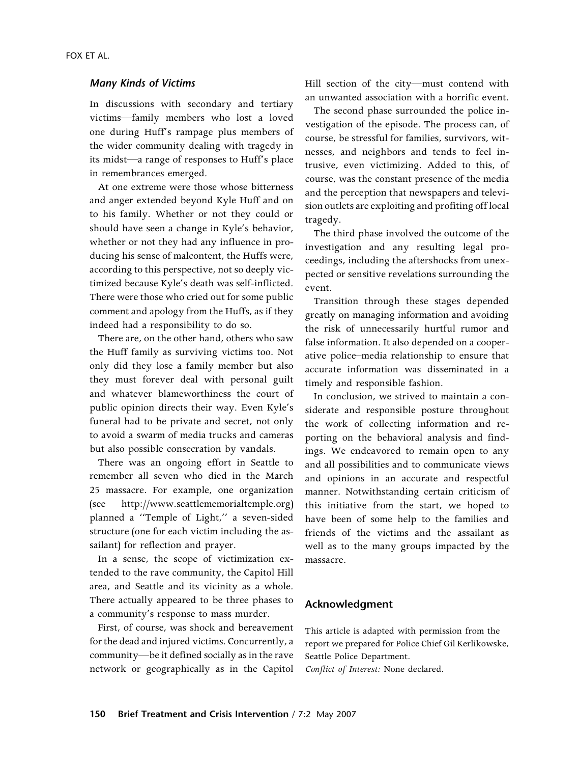### *Many Kinds of Victims*

In discussions with secondary and tertiary victims—family members who lost a loved one during Huff's rampage plus members of the wider community dealing with tragedy in its midst—a range of responses to Huff's place in remembrances emerged.

At one extreme were those whose bitterness and anger extended beyond Kyle Huff and on to his family. Whether or not they could or should have seen a change in Kyle's behavior, whether or not they had any influence in producing his sense of malcontent, the Huffs were, according to this perspective, not so deeply victimized because Kyle's death was self-inflicted. There were those who cried out for some public comment and apology from the Huffs, as if they indeed had a responsibility to do so.

There are, on the other hand, others who saw the Huff family as surviving victims too. Not only did they lose a family member but also they must forever deal with personal guilt and whatever blameworthiness the court of public opinion directs their way. Even Kyle's funeral had to be private and secret, not only to avoid a swarm of media trucks and cameras but also possible consecration by vandals.

There was an ongoing effort in Seattle to remember all seven who died in the March 25 massacre. For example, one organization (see http://www.seattlememorialtemple.org) planned a ''Temple of Light,'' a seven-sided structure (one for each victim including the assailant) for reflection and prayer.

In a sense, the scope of victimization extended to the rave community, the Capitol Hill area, and Seattle and its vicinity as a whole. There actually appeared to be three phases to a community's response to mass murder.

First, of course, was shock and bereavement for the dead and injured victims. Concurrently, a community—be it defined socially as in the rave network or geographically as in the Capitol Hill section of the city—must contend with an unwanted association with a horrific event.

The second phase surrounded the police investigation of the episode. The process can, of course, be stressful for families, survivors, witnesses, and neighbors and tends to feel intrusive, even victimizing. Added to this, of course, was the constant presence of the media and the perception that newspapers and television outlets are exploiting and profiting off local tragedy.

The third phase involved the outcome of the investigation and any resulting legal proceedings, including the aftershocks from unexpected or sensitive revelations surrounding the event.

Transition through these stages depended greatly on managing information and avoiding the risk of unnecessarily hurtful rumor and false information. It also depended on a cooperative police–media relationship to ensure that accurate information was disseminated in a timely and responsible fashion.

In conclusion, we strived to maintain a considerate and responsible posture throughout the work of collecting information and reporting on the behavioral analysis and findings. We endeavored to remain open to any and all possibilities and to communicate views and opinions in an accurate and respectful manner. Notwithstanding certain criticism of this initiative from the start, we hoped to have been of some help to the families and friends of the victims and the assailant as well as to the many groups impacted by the massacre.

## Acknowledgment

This article is adapted with permission from the report we prepared for Police Chief Gil Kerlikowske, Seattle Police Department.
*Conflict of Interest:* None declared.